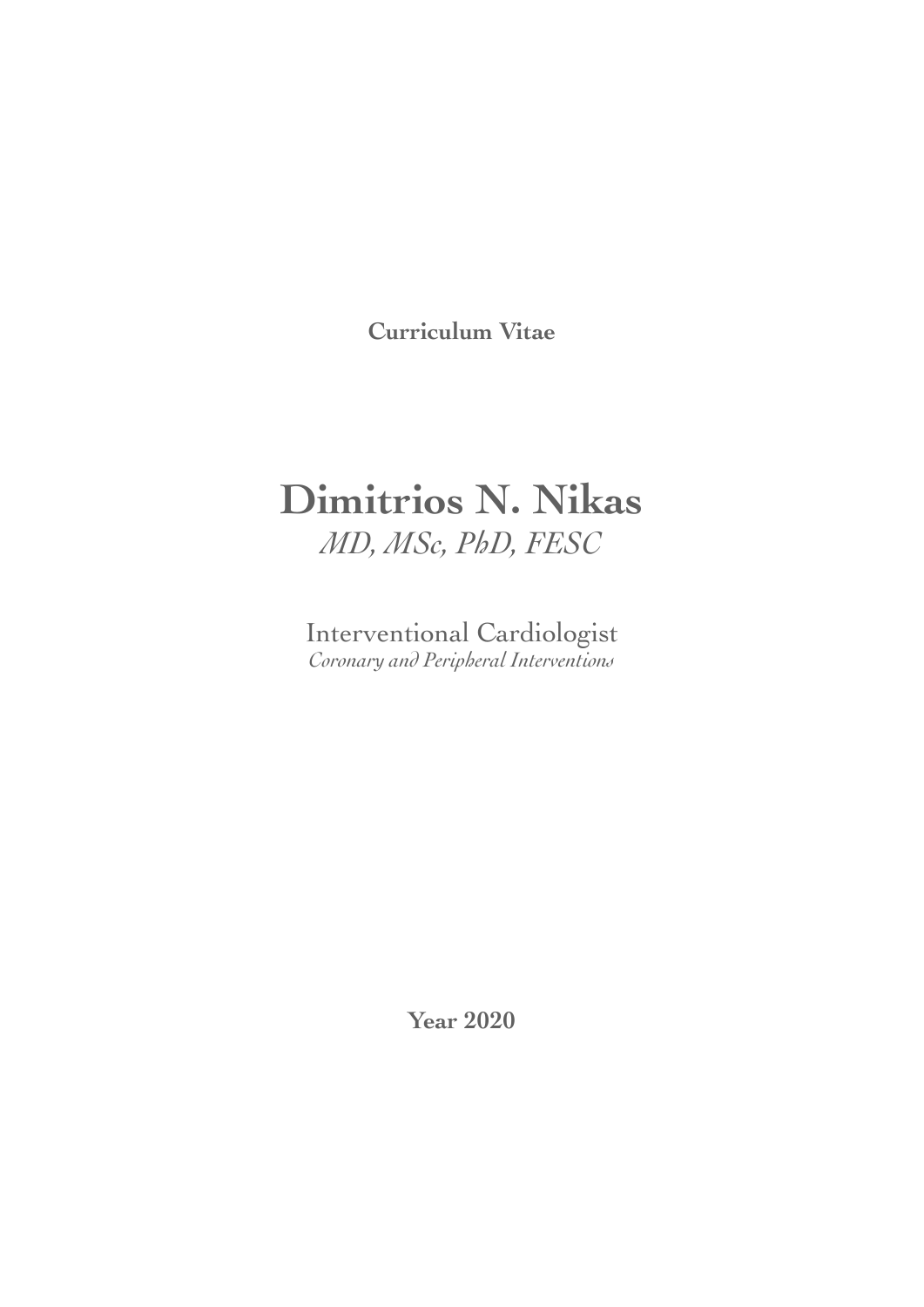**Curriculum Vitae**

# Dimitrios N. Nikas

*MD, MSc, PhD, FESC*

Interventional Cardiologist

*Coronary and Peripheral Interventions*

**Year 2020**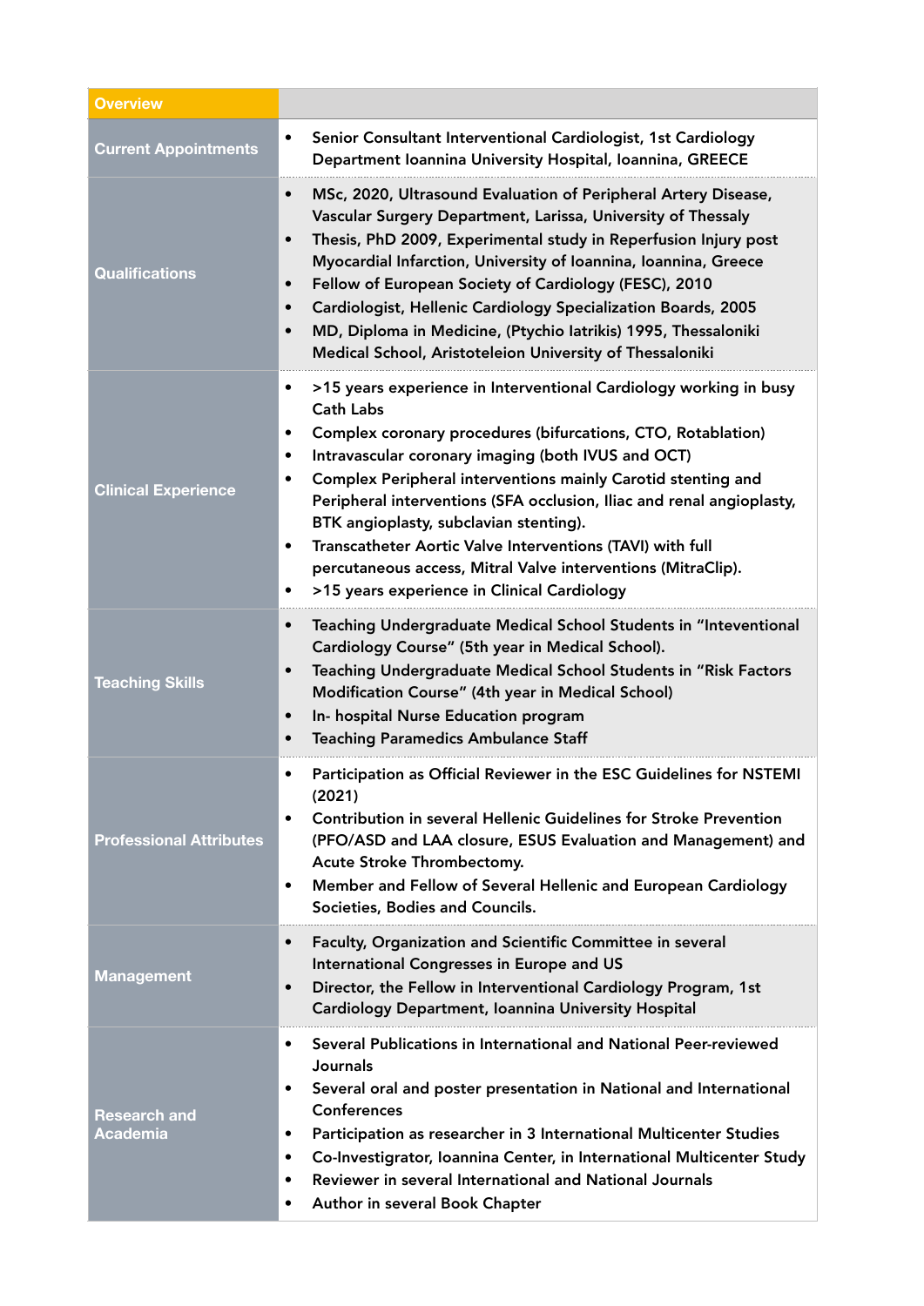| Overview | |
|---|---|
| **Current Appointments** | • Senior Consultant Interventional Cardiologist, 1st Cardiology Department Ioannina University Hospital, Ioannina, GREECE |
| **Qualifications** | • MSc, 2020, Ultrasound Evaluation of Peripheral Artery Disease, Vascular Surgery Department, Larissa, University of Thessaly<br>• Thesis, PhD 2009, Experimental study in Reperfusion Injury post Myocardial Infarction, University of Ioannina, Ioannina, Greece<br>• Fellow of European Society of Cardiology (FESC), 2010<br>• Cardiologist, Hellenic Cardiology Specialization Boards, 2005<br>• MD, Diploma in Medicine, (Ptychio Iatrikis) 1995, Thessaloniki Medical School, Aristoteleion University of Thessaloniki |
| **Clinical Experience** | • >15 years experience in Interventional Cardiology working in busy Cath Labs<br>• Complex coronary procedures (bifurcations, CTO, Rotablation)<br>• Intravascular coronary imaging (both IVUS and OCT)<br>• Complex Peripheral interventions mainly Carotid stenting and Peripheral interventions (SFA occlusion, Iliac and renal angioplasty, BTK angioplasty, subclavian stenting).<br>• Transcatheter Aortic Valve Interventions (TAVI) with full percutaneous access, Mitral Valve interventions (MitraClip).<br>• >15 years experience in Clinical Cardiology |
| **Teaching Skills** | • Teaching Undergraduate Medical School Students in "Inteventional Cardiology Course" (5th year in Medical School).<br>• Teaching Undergraduate Medical School Students in "Risk Factors Modification Course" (4th year in Medical School)<br>• In- hospital Nurse Education program<br>• Teaching Paramedics Ambulance Staff |
| **Professional Attributes** | • Participation as Official Reviewer in the ESC Guidelines for NSTEMI (2021)<br>• Contribution in several Hellenic Guidelines for Stroke Prevention (PFO/ASD and LAA closure, ESUS Evaluation and Management) and Acute Stroke Thrombectomy.<br>• Member and Fellow of Several Hellenic and European Cardiology Societies, Bodies and Councils. |
| **Management** | • Faculty, Organization and Scientific Committee in several International Congresses in Europe and US<br>• Director, the Fellow in Interventional Cardiology Program, 1st Cardiology Department, Ioannina University Hospital |
| **Research and Academia** | • Several Publications in International and National Peer-reviewed Journals<br>• Several oral and poster presentation in National and International Conferences<br>• Participation as researcher in 3 International Multicenter Studies<br>• Co-Investigator, Ioannina Center, in International Multicenter Study<br>• Reviewer in several International and National Journals<br>• Author in several Book Chapter |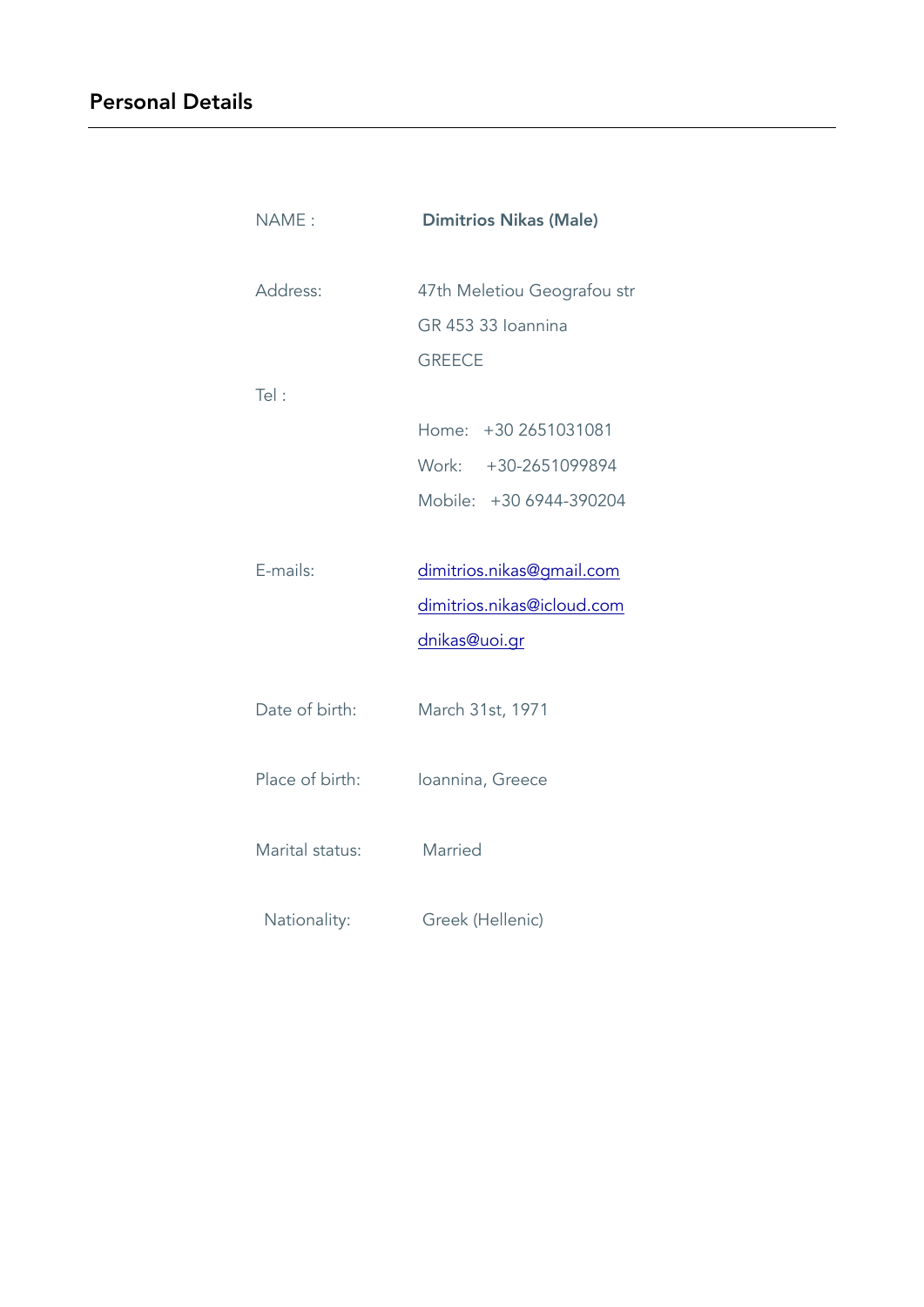## Personal Details

| | |
|---|---|
| NAME : | **Dimitrios Nikas (Male)** |
| Address: | 47th Meletiou Geografou str<br>GR 453 33 Ioannina<br>GREECE |
| Tel : | Home: +30 2651031081<br>Work: +30-2651099894<br>Mobile: +30 6944-390204 |
| E-mails: | dimitrios.nikas@gmail.com<br>dimitrios.nikas@icloud.com<br>dnikas@uoi.gr |
| Date of birth: | March 31st, 1971 |
| Place of birth: | Ioannina, Greece |
| Marital status: | Married |
| Nationality: | Greek (Hellenic) |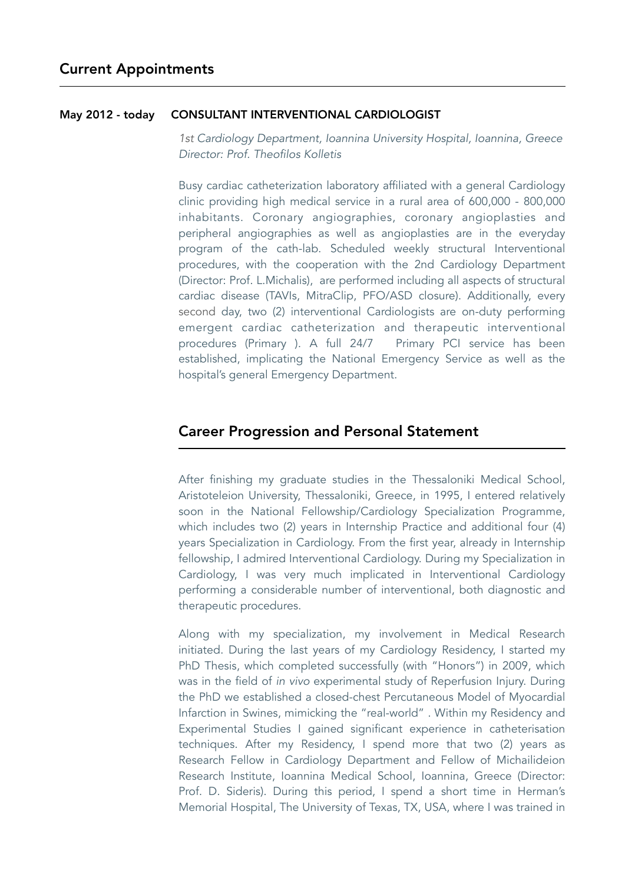## Current Appointments

**May 2012 - today** **CONSULTANT INTERVENTIONAL CARDIOLOGIST**

*1st Cardiology Department, Ioannina University Hospital, Ioannina, Greece*
*Director: Prof. Theofilos Kolletis*

Busy cardiac catheterization laboratory affiliated with a general Cardiology clinic providing high medical service in a rural area of 600,000 - 800,000 inhabitants. Coronary angiographies, coronary angioplasties and peripheral angiographies as well as angioplasties are in the everyday program of the cath-lab. Scheduled weekly structural Interventional procedures, with the cooperation with the 2nd Cardiology Department (Director: Prof. L.Michalis), are performed including all aspects of structural cardiac disease (TAVIs, MitraClip, PFO/ASD closure). Additionally, every second day, two (2) interventional Cardiologists are on-duty performing emergent cardiac catheterization and therapeutic interventional procedures (Primary ). A full 24/7 Primary PCI service has been established, implicating the National Emergency Service as well as the hospital's general Emergency Department.

## Career Progression and Personal Statement

After finishing my graduate studies in the Thessaloniki Medical School, Aristoteleion University, Thessaloniki, Greece, in 1995, I entered relatively soon in the National Fellowship/Cardiology Specialization Programme, which includes two (2) years in Internship Practice and additional four (4) years Specialization in Cardiology. From the first year, already in Internship fellowship, I admired Interventional Cardiology. During my Specialization in Cardiology, I was very much implicated in Interventional Cardiology performing a considerable number of interventional, both diagnostic and therapeutic procedures.

Along with my specialization, my involvement in Medical Research initiated. During the last years of my Cardiology Residency, I started my PhD Thesis, which completed successfully (with "Honors") in 2009, which was in the field of *in vivo* experimental study of Reperfusion Injury. During the PhD we established a closed-chest Percutaneous Model of Myocardial Infarction in Swines, mimicking the "real-world" . Within my Residency and Experimental Studies I gained significant experience in catheterisation techniques. After my Residency, I spend more that two (2) years as Research Fellow in Cardiology Department and Fellow of Michailideion Research Institute, Ioannina Medical School, Ioannina, Greece (Director: Prof. D. Sideris). During this period, I spend a short time in Herman's Memorial Hospital, The University of Texas, TX, USA, where I was trained in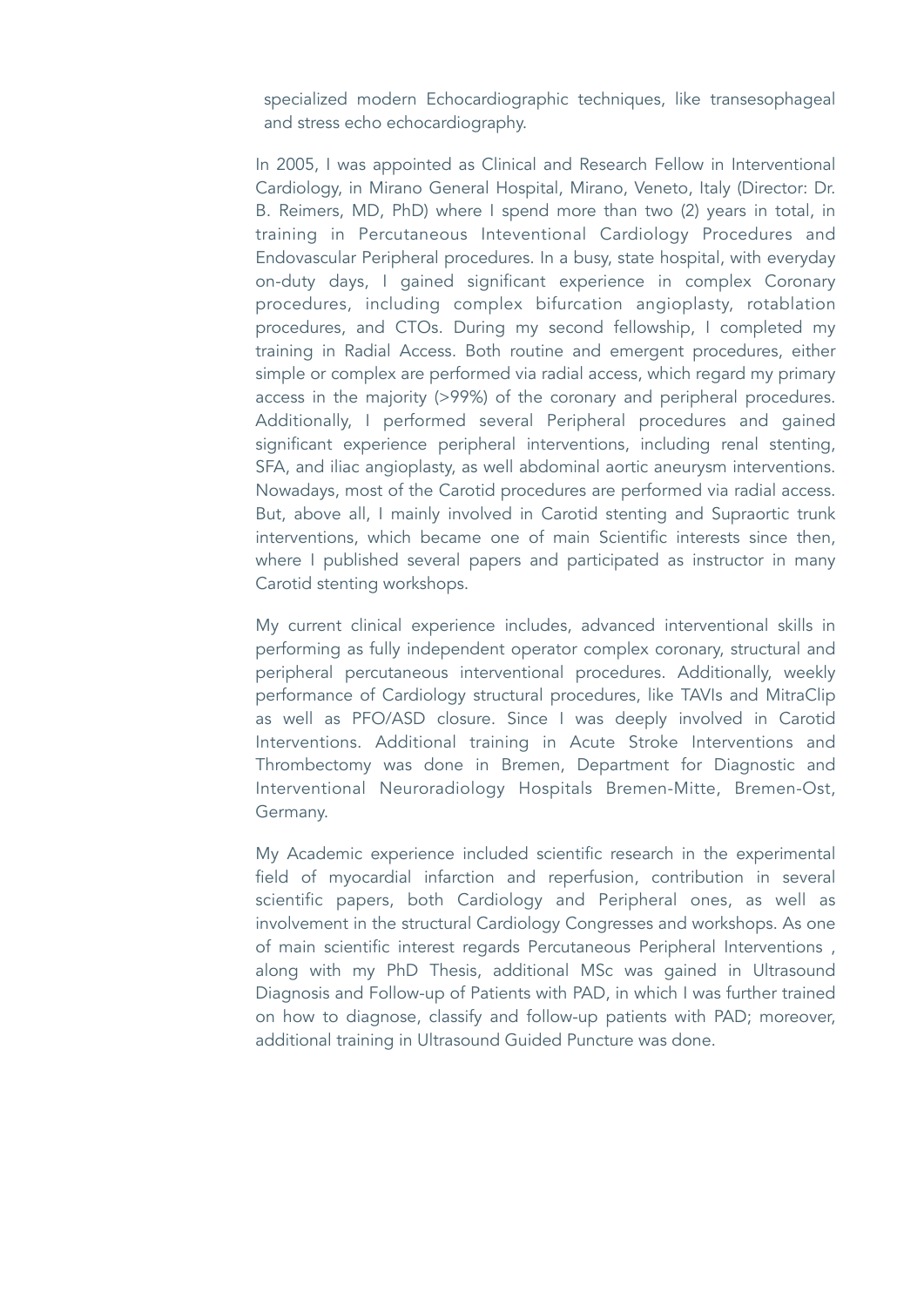specialized modern Echocardiographic techniques, like transesophageal and stress echo echocardiography.

In 2005, I was appointed as Clinical and Research Fellow in Interventional Cardiology, in Mirano General Hospital, Mirano, Veneto, Italy (Director: Dr. B. Reimers, MD, PhD) where I spend more than two (2) years in total, in training in Percutaneous Inteventional Cardiology Procedures and Endovascular Peripheral procedures. In a busy, state hospital, with everyday on-duty days, I gained significant experience in complex Coronary procedures, including complex bifurcation angioplasty, rotablation procedures, and CTOs. During my second fellowship, I completed my training in Radial Access. Both routine and emergent procedures, either simple or complex are performed via radial access, which regard my primary access in the majority (>99%) of the coronary and peripheral procedures. Additionally, I performed several Peripheral procedures and gained significant experience peripheral interventions, including renal stenting, SFA, and iliac angioplasty, as well abdominal aortic aneurysm interventions. Nowadays, most of the Carotid procedures are performed via radial access. But, above all, I mainly involved in Carotid stenting and Supraortic trunk interventions, which became one of main Scientific interests since then, where I published several papers and participated as instructor in many Carotid stenting workshops.

My current clinical experience includes, advanced interventional skills in performing as fully independent operator complex coronary, structural and peripheral percutaneous interventional procedures. Additionally, weekly performance of Cardiology structural procedures, like TAVIs and MitraClip as well as PFO/ASD closure. Since I was deeply involved in Carotid Interventions. Additional training in Acute Stroke Interventions and Thrombectomy was done in Bremen, Department for Diagnostic and Interventional Neuroradiology Hospitals Bremen-Mitte, Bremen-Ost, Germany.

My Academic experience included scientific research in the experimental field of myocardial infarction and reperfusion, contribution in several scientific papers, both Cardiology and Peripheral ones, as well as involvement in the structural Cardiology Congresses and workshops. As one of main scientific interest regards Percutaneous Peripheral Interventions , along with my PhD Thesis, additional MSc was gained in Ultrasound Diagnosis and Follow-up of Patients with PAD, in which I was further trained on how to diagnose, classify and follow-up patients with PAD; moreover, additional training in Ultrasound Guided Puncture was done.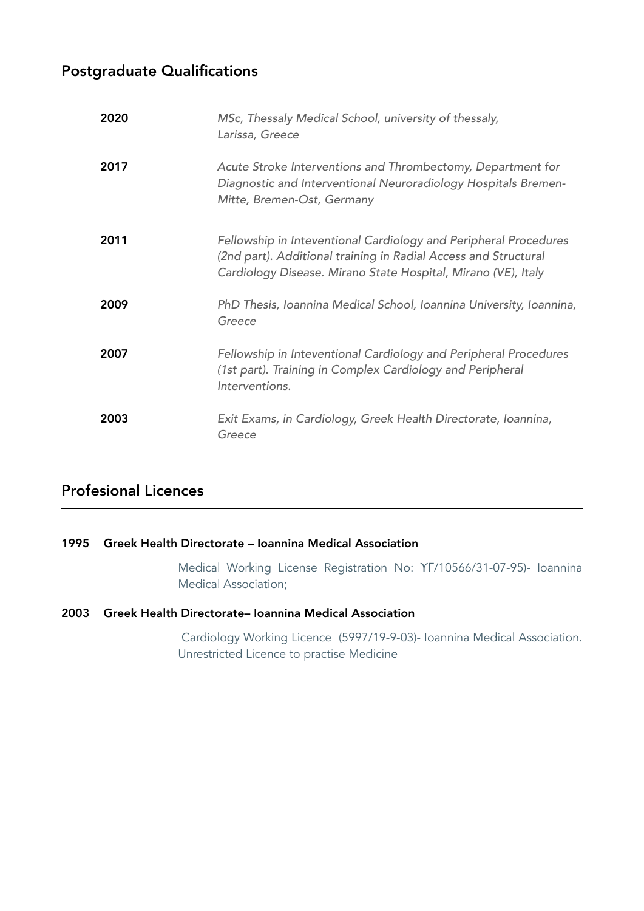## Postgraduate Qualifications

| | |
|---|---|
| **2020** | *MSc, Thessaly Medical School, university of thessaly, Larissa, Greece* |
| **2017** | *Acute Stroke Interventions and Thrombectomy, Department for Diagnostic and Interventional Neuroradiology Hospitals Bremen-Mitte, Bremen-Ost, Germany* |
| **2011** | *Fellowship in Inteventional Cardiology and Peripheral Procedures (2nd part). Additional training in Radial Access and Structural Cardiology Disease. Mirano State Hospital, Mirano (VE), Italy* |
| **2009** | *PhD Thesis, Ioannina Medical School, Ioannina University, Ioannina, Greece* |
| **2007** | *Fellowship in Inteventional Cardiology and Peripheral Procedures (1st part). Training in Complex Cardiology and Peripheral Interventions.* |
| **2003** | *Exit Exams, in Cardiology, Greek Health Directorate, Ioannina, Greece* |

## Profesional Licences

**1995 Greek Health Directorate – Ioannina Medical Association**

Medical Working License Registration No: ΥΓ/10566/31-07-95)- Ioannina Medical Association;

**2003 Greek Health Directorate– Ioannina Medical Association**

Cardiology Working Licence (5997/19-9-03)- Ioannina Medical Association. Unrestricted Licence to practise Medicine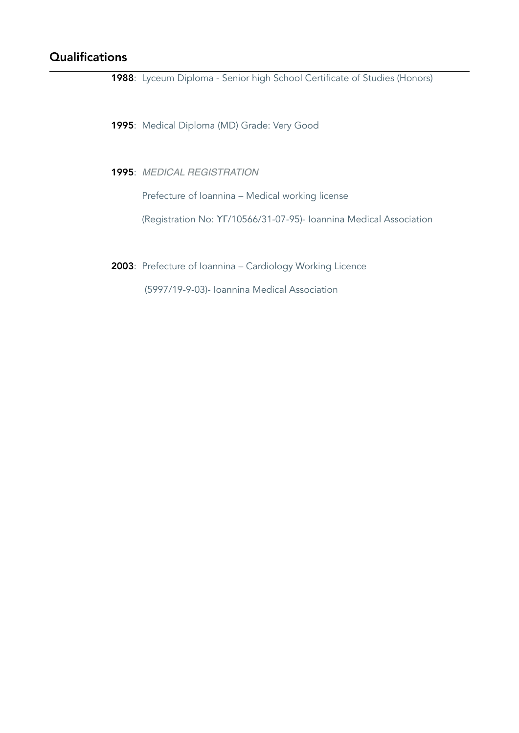## Qualifications

**1988**: Lyceum Diploma - Senior high School Certificate of Studies (Honors)

**1995**: Medical Diploma (MD) Grade: Very Good

**1995**: *MEDICAL REGISTRATION*

Prefecture of Ioannina – Medical working license

(Registration No: ΥΓ/10566/31-07-95)- Ioannina Medical Association

**2003**: Prefecture of Ioannina – Cardiology Working Licence

(5997/19-9-03)- Ioannina Medical Association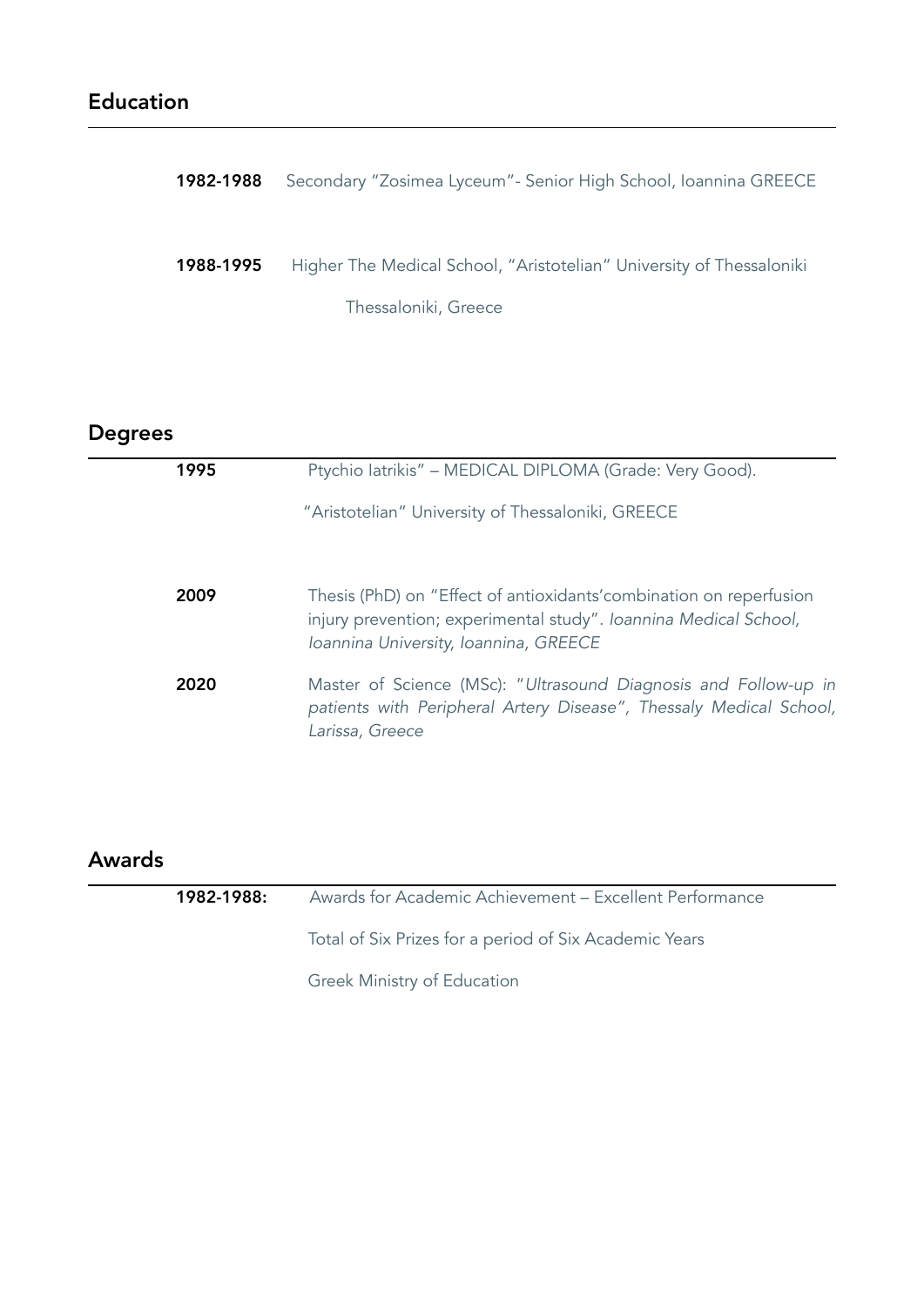## Education

**1982-1988** Secondary "Zosimea Lyceum"- Senior High School, Ioannina GREECE

**1988-1995** Higher The Medical School, "Aristotelian" University of Thessaloniki

Thessaloniki, Greece

## Degrees

**1995** Ptychio Iatrikis" – MEDICAL DIPLOMA (Grade: Very Good).

"Aristotelian" University of Thessaloniki, GREECE

**2009** Thesis (PhD) on "Effect of antioxidants'combination on reperfusion injury prevention; experimental study". *Ioannina Medical School, Ioannina University, Ioannina, GREECE*

**2020** Master of Science (MSc): "*Ultrasound Diagnosis and Follow-up in patients with Peripheral Artery Disease", Thessaly Medical School, Larissa, Greece*

## Awards

**1982-1988:** Awards for Academic Achievement – Excellent Performance

Total of Six Prizes for a period of Six Academic Years

Greek Ministry of Education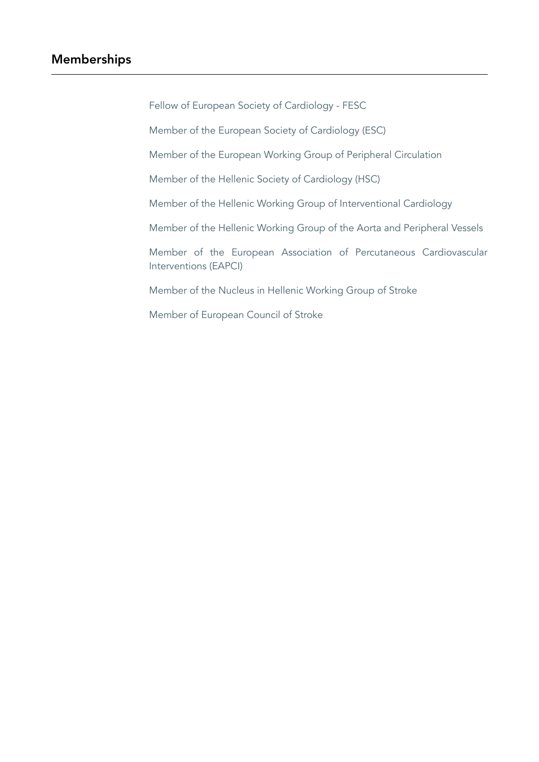## Memberships

Fellow of European Society of Cardiology - FESC

Member of the European Society of Cardiology (ESC)

Member of the European Working Group of Peripheral Circulation

Member of the Hellenic Society of Cardiology (HSC)

Member of the Hellenic Working Group of Interventional Cardiology

Member of the Hellenic Working Group of the Aorta and Peripheral Vessels

Member of the European Association of Percutaneous Cardiovascular Interventions (EAPCI)

Member of the Nucleus in Hellenic Working Group of Stroke

Member of European Council of Stroke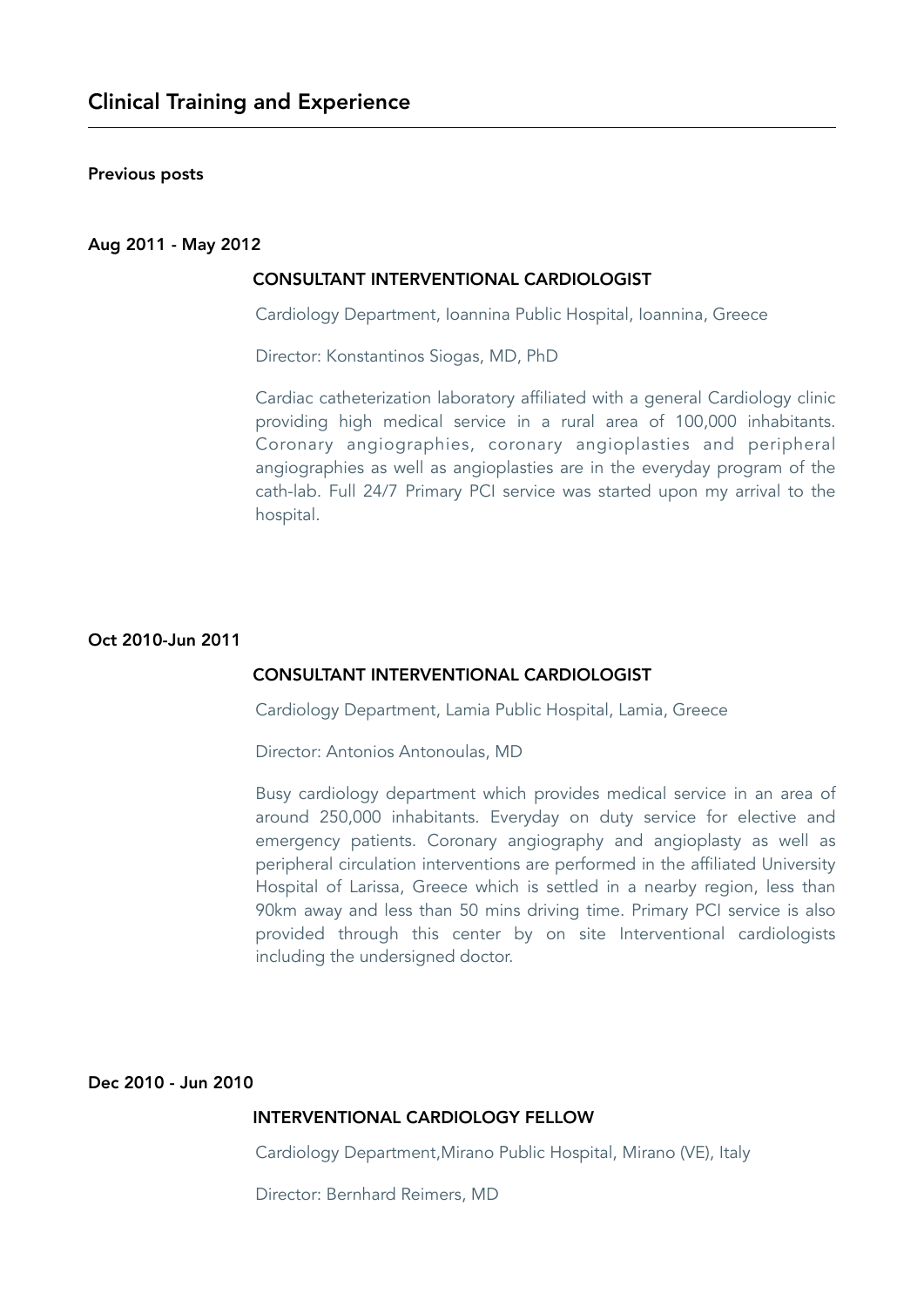## Clinical Training and Experience

**Previous posts**

**Aug 2011 - May 2012**

**CONSULTANT INTERVENTIONAL CARDIOLOGIST**

Cardiology Department, Ioannina Public Hospital, Ioannina, Greece

Director: Konstantinos Siogas, MD, PhD

Cardiac catheterization laboratory affiliated with a general Cardiology clinic providing high medical service in a rural area of 100,000 inhabitants. Coronary angiographies, coronary angioplasties and peripheral angiographies as well as angioplasties are in the everyday program of the cath-lab. Full 24/7 Primary PCI service was started upon my arrival to the hospital.

**Oct 2010-Jun 2011**

**CONSULTANT INTERVENTIONAL CARDIOLOGIST**

Cardiology Department, Lamia Public Hospital, Lamia, Greece

Director: Antonios Antonoulas, MD

Busy cardiology department which provides medical service in an area of around 250,000 inhabitants. Everyday on duty service for elective and emergency patients. Coronary angiography and angioplasty as well as peripheral circulation interventions are performed in the affiliated University Hospital of Larissa, Greece which is settled in a nearby region, less than 90km away and less than 50 mins driving time. Primary PCI service is also provided through this center by on site Interventional cardiologists including the undersigned doctor.

**Dec 2010 - Jun 2010**

**INTERVENTIONAL CARDIOLOGY FELLOW**

Cardiology Department,Mirano Public Hospital, Mirano (VE), Italy

Director: Bernhard Reimers, MD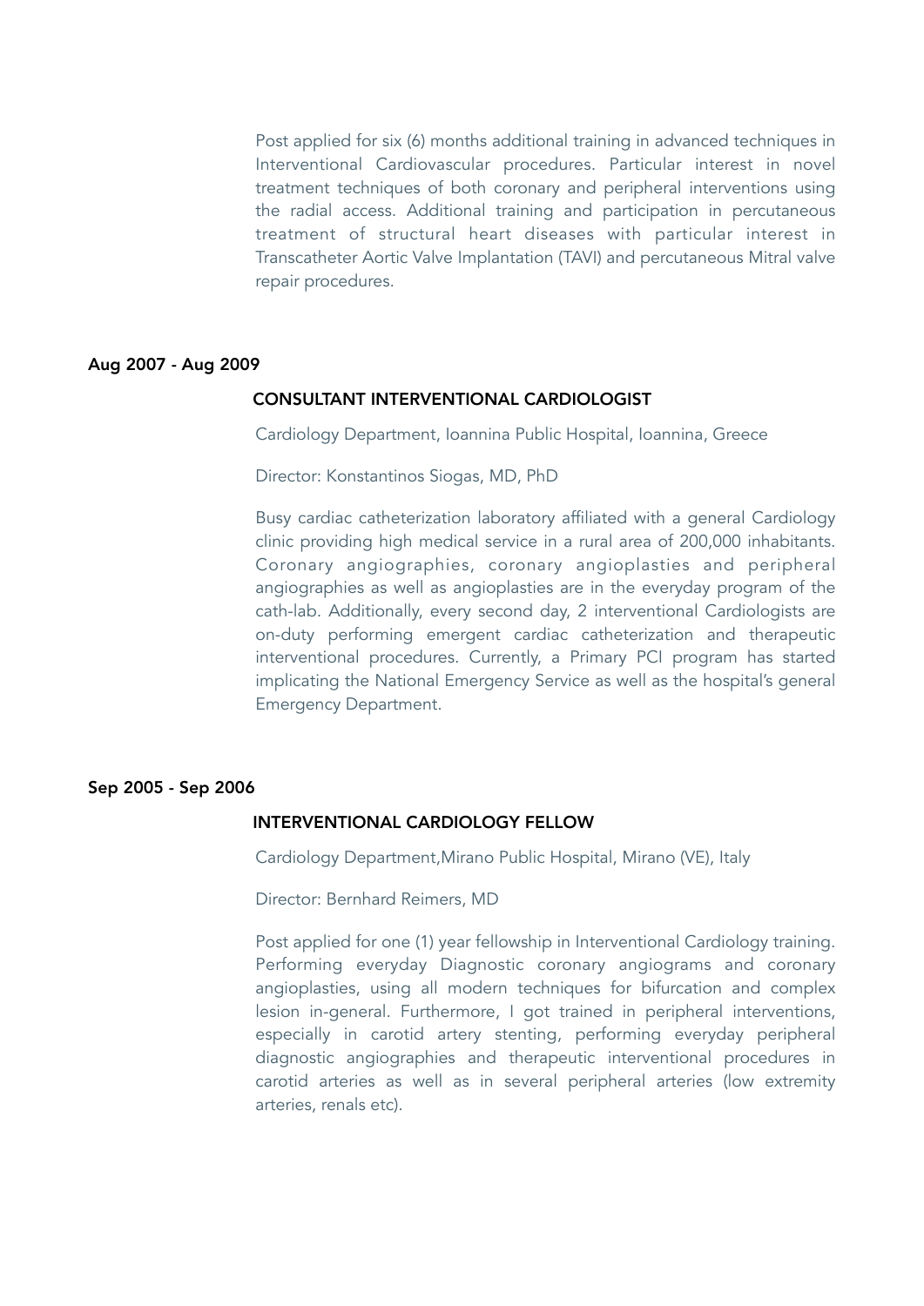Post applied for six (6) months additional training in advanced techniques in Interventional Cardiovascular procedures. Particular interest in novel treatment techniques of both coronary and peripheral interventions using the radial access. Additional training and participation in percutaneous treatment of structural heart diseases with particular interest in Transcatheter Aortic Valve Implantation (TAVI) and percutaneous Mitral valve repair procedures.

**Aug 2007 - Aug 2009**

**CONSULTANT INTERVENTIONAL CARDIOLOGIST**

Cardiology Department, Ioannina Public Hospital, Ioannina, Greece

Director: Konstantinos Siogas, MD, PhD

Busy cardiac catheterization laboratory affiliated with a general Cardiology clinic providing high medical service in a rural area of 200,000 inhabitants. Coronary angiographies, coronary angioplasties and peripheral angiographies as well as angioplasties are in the everyday program of the cath-lab. Additionally, every second day, 2 interventional Cardiologists are on-duty performing emergent cardiac catheterization and therapeutic interventional procedures. Currently, a Primary PCI program has started implicating the National Emergency Service as well as the hospital's general Emergency Department.

**Sep 2005 - Sep 2006**

**INTERVENTIONAL CARDIOLOGY FELLOW**

Cardiology Department,Mirano Public Hospital, Mirano (VE), Italy

Director: Bernhard Reimers, MD

Post applied for one (1) year fellowship in Interventional Cardiology training. Performing everyday Diagnostic coronary angiograms and coronary angioplasties, using all modern techniques for bifurcation and complex lesion in-general. Furthermore, I got trained in peripheral interventions, especially in carotid artery stenting, performing everyday peripheral diagnostic angiographies and therapeutic interventional procedures in carotid arteries as well as in several peripheral arteries (low extremity arteries, renals etc).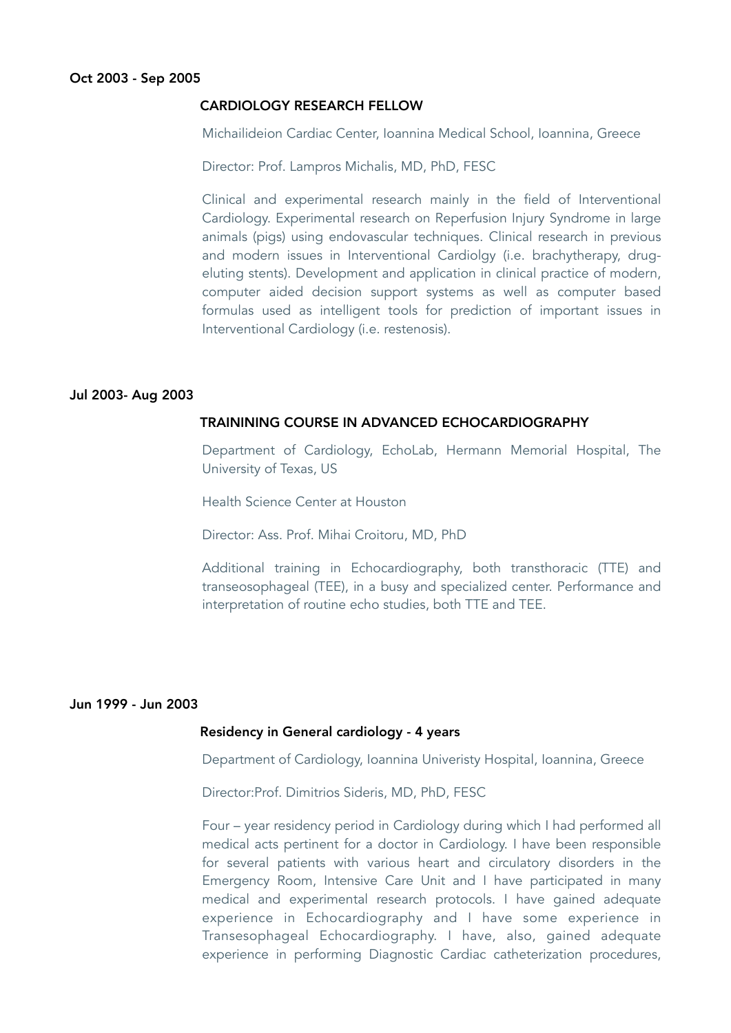**Oct 2003 - Sep 2005**

**CARDIOLOGY RESEARCH FELLOW**

Michailideion Cardiac Center, Ioannina Medical School, Ioannina, Greece

Director: Prof. Lampros Michalis, MD, PhD, FESC

Clinical and experimental research mainly in the field of Interventional Cardiology. Experimental research on Reperfusion Injury Syndrome in large animals (pigs) using endovascular techniques. Clinical research in previous and modern issues in Interventional Cardiolgy (i.e. brachytherapy, drug-eluting stents). Development and application in clinical practice of modern, computer aided decision support systems as well as computer based formulas used as intelligent tools for prediction of important issues in Interventional Cardiology (i.e. restenosis).

**Jul 2003- Aug 2003**

**TRAINING COURSE IN ADVANCED ECHOCARDIOGRAPHY**

Department of Cardiology, EchoLab, Hermann Memorial Hospital, The University of Texas, US

Health Science Center at Houston

Director: Ass. Prof. Mihai Croitoru, MD, PhD

Additional training in Echocardiography, both transthoracic (TTE) and transeosophageal (TEE), in a busy and specialized center. Performance and interpretation of routine echo studies, both TTE and TEE.

**Jun 1999 - Jun 2003**

**Residency in General cardiology - 4 years**

Department of Cardiology, Ioannina Univeristy Hospital, Ioannina, Greece

Director:Prof. Dimitrios Sideris, MD, PhD, FESC

Four – year residency period in Cardiology during which I had performed all medical acts pertinent for a doctor in Cardiology. I have been responsible for several patients with various heart and circulatory disorders in the Emergency Room, Intensive Care Unit and I have participated in many medical and experimental research protocols. I have gained adequate experience in Echocardiography and I have some experience in Transesophageal Echocardiography. I have, also, gained adequate experience in performing Diagnostic Cardiac catheterization procedures,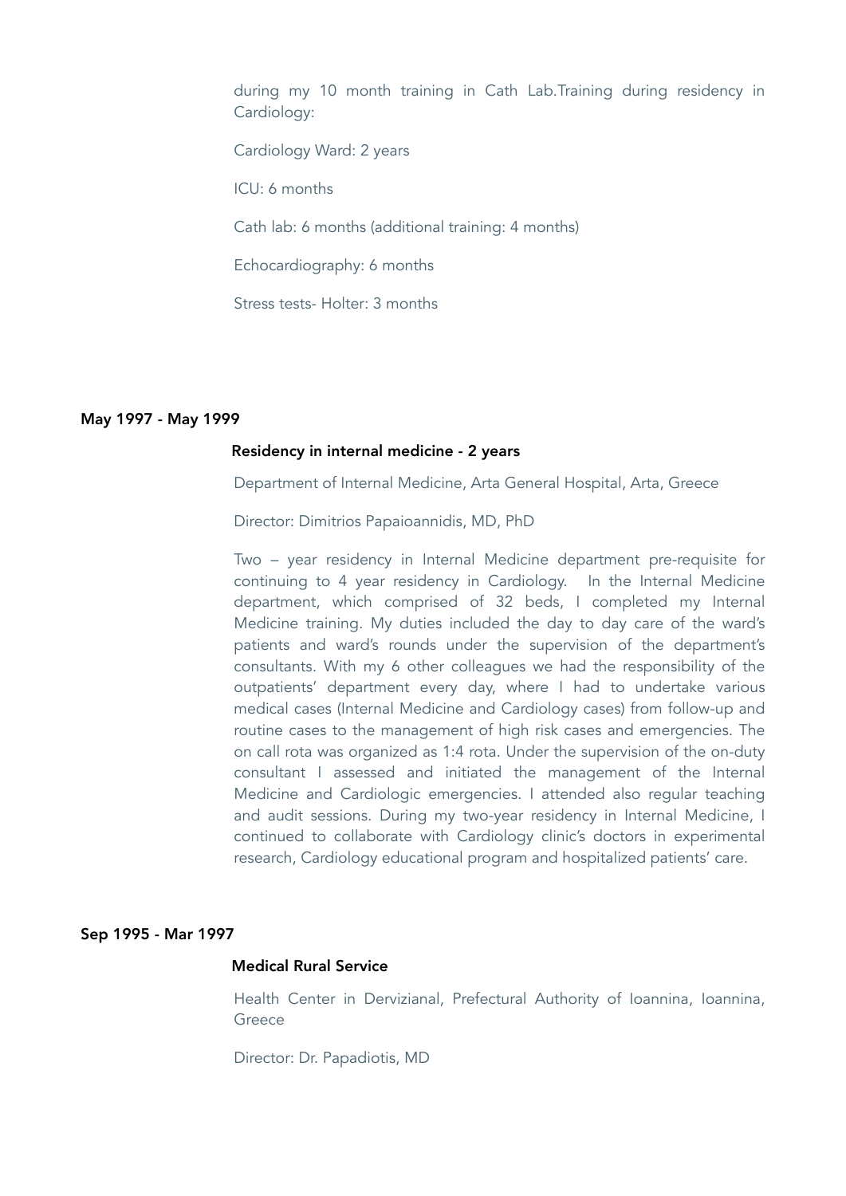during my 10 month training in Cath Lab.Training during residency in Cardiology:

Cardiology Ward: 2 years

ICU: 6 months

Cath lab: 6 months (additional training: 4 months)

Echocardiography: 6 months

Stress tests- Holter: 3 months

**May 1997 - May 1999**

**Residency in internal medicine - 2 years**

Department of Internal Medicine, Arta General Hospital, Arta, Greece

Director: Dimitrios Papaioannidis, MD, PhD

Two – year residency in Internal Medicine department pre-requisite for continuing to 4 year residency in Cardiology. In the Internal Medicine department, which comprised of 32 beds, I completed my Internal Medicine training. My duties included the day to day care of the ward's patients and ward's rounds under the supervision of the department's consultants. With my 6 other colleagues we had the responsibility of the outpatients' department every day, where I had to undertake various medical cases (Internal Medicine and Cardiology cases) from follow-up and routine cases to the management of high risk cases and emergencies. The on call rota was organized as 1:4 rota. Under the supervision of the on-duty consultant I assessed and initiated the management of the Internal Medicine and Cardiologic emergencies. I attended also regular teaching and audit sessions. During my two-year residency in Internal Medicine, I continued to collaborate with Cardiology clinic's doctors in experimental research, Cardiology educational program and hospitalized patients' care.

**Sep 1995 - Mar 1997**

**Medical Rural Service**

Health Center in Dervizianal, Prefectural Authority of Ioannina, Ioannina, Greece

Director: Dr. Papadiotis, MD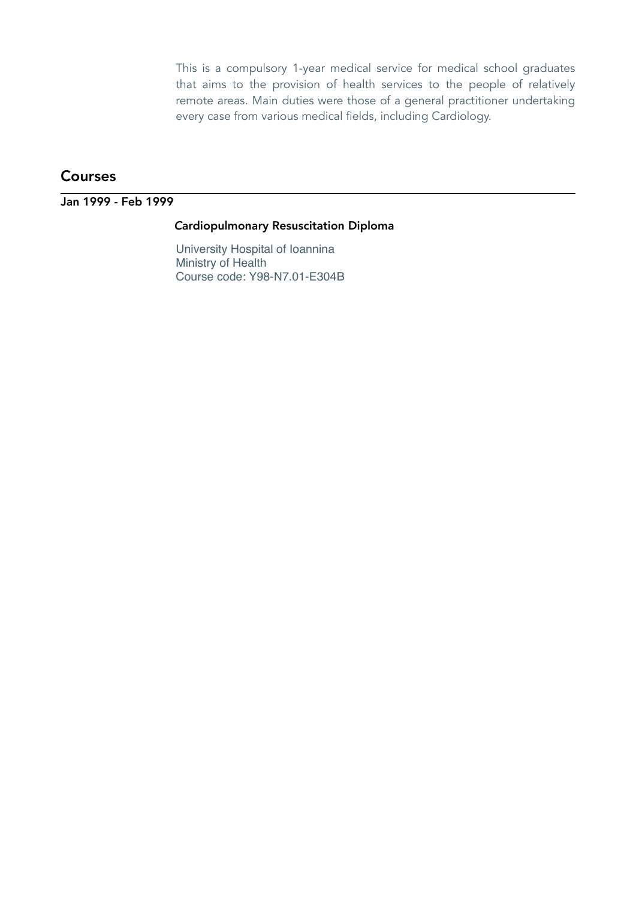This is a compulsory 1-year medical service for medical school graduates that aims to the provision of health services to the people of relatively remote areas. Main duties were those of a general practitioner undertaking every case from various medical fields, including Cardiology.

## Courses

**Jan 1999 - Feb 1999**

**Cardiopulmonary Resuscitation Diploma**

University Hospital of Ioannina
Ministry of Health
Course code: Y98-N7.01-E304B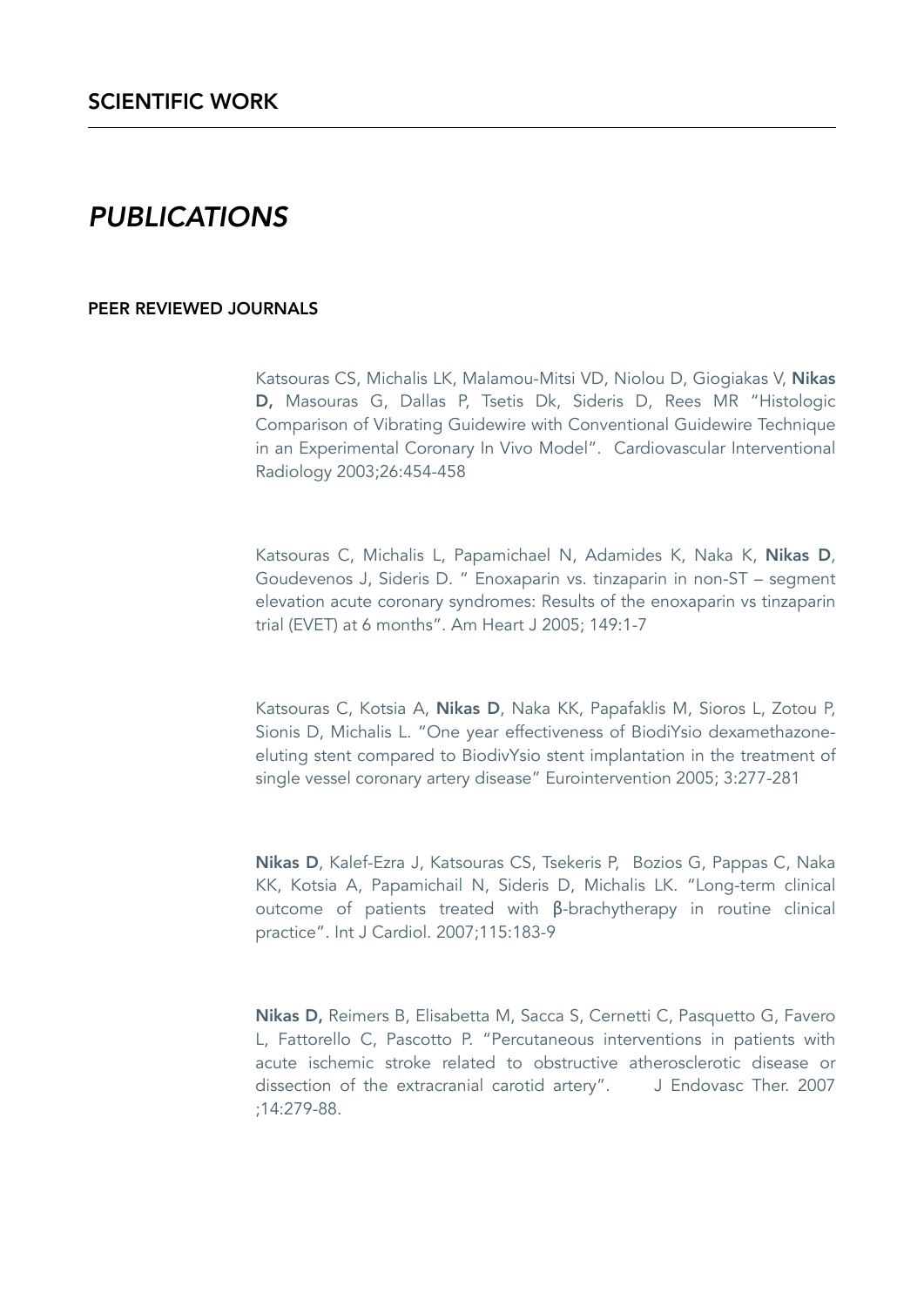## SCIENTIFIC WORK

# *PUBLICATIONS*

### PEER REVIEWED JOURNALS

Katsouras CS, Michalis LK, Malamou-Mitsi VD, Niolou D, Giogiakas V, **Nikas D,** Masouras G, Dallas P, Tsetis Dk, Sideris D, Rees MR "Histologic Comparison of Vibrating Guidewire with Conventional Guidewire Technique in an Experimental Coronary In Vivo Model". Cardiovascular Interventional Radiology 2003;26:454-458

Katsouras C, Michalis L, Papamichael N, Adamides K, Naka K, **Nikas D**, Goudevenos J, Sideris D. " Enoxaparin vs. tinzaparin in non-ST – segment elevation acute coronary syndromes: Results of the enoxaparin vs tinzaparin trial (EVET) at 6 months". Am Heart J 2005; 149:1-7

Katsouras C, Kotsia A, **Nikas D**, Naka KK, Papafaklis M, Sioros L, Zotou P, Sionis D, Michalis L. "One year effectiveness of BiodiYsio dexamethazone-eluting stent compared to BiodivYsio stent implantation in the treatment of single vessel coronary artery disease" Eurointervention 2005; 3:277-281

**Nikas D**, Kalef-Ezra J, Katsouras CS, Tsekeris P, Bozios G, Pappas C, Naka KK, Kotsia A, Papamichail N, Sideris D, Michalis LK. "Long-term clinical outcome of patients treated with β-brachytherapy in routine clinical practice". Int J Cardiol. 2007;115:183-9

**Nikas D,** Reimers B, Elisabetta M, Sacca S, Cernetti C, Pasquetto G, Favero L, Fattorello C, Pascotto P. "Percutaneous interventions in patients with acute ischemic stroke related to obstructive atherosclerotic disease or dissection of the extracranial carotid artery". J Endovasc Ther. 2007 ;14:279-88.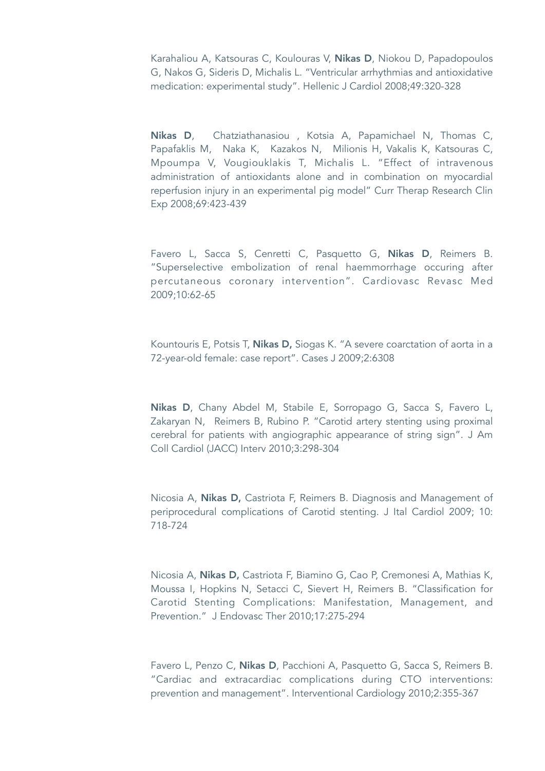Karahaliou A, Katsouras C, Koulouras V, **Nikas D**, Niokou D, Papadopoulos G, Nakos G, Sideris D, Michalis L. "Ventricular arrhythmias and antioxidative medication: experimental study". Hellenic J Cardiol 2008;49:320-328

**Nikas D**, Chatziathanasiou , Kotsia A, Papamichael N, Thomas C, Papafaklis M, Naka K, Kazakos N, Milionis H, Vakalis K, Katsouras C, Mpoumpa V, Vougiouklakis T, Michalis L. "Effect of intravenous administration of antioxidants alone and in combination on myocardial reperfusion injury in an experimental pig model" Curr Therap Research Clin Exp 2008;69:423-439

Favero L, Sacca S, Cenretti C, Pasquetto G, **Nikas D**, Reimers B. "Superselective embolization of renal haemmorrhage occuring after percutaneous coronary intervention". Cardiovasc Revasc Med 2009;10:62-65

Kountouris E, Potsis T, **Nikas D,** Siogas K. "A severe coarctation of aorta in a 72-year-old female: case report". Cases J 2009;2:6308

**Nikas D**, Chany Abdel M, Stabile E, Sorropago G, Sacca S, Favero L, Zakaryan N, Reimers B, Rubino P. "Carotid artery stenting using proximal cerebral for patients with angiographic appearance of string sign". J Am Coll Cardiol (JACC) Interv 2010;3:298-304

Nicosia A, **Nikas D,** Castriota F, Reimers B. Diagnosis and Management of periprocedural complications of Carotid stenting. J Ital Cardiol 2009; 10: 718-724

Nicosia A, **Nikas D,** Castriota F, Biamino G, Cao P, Cremonesi A, Mathias K, Moussa I, Hopkins N, Setacci C, Sievert H, Reimers B. "Classification for Carotid Stenting Complications: Manifestation, Management, and Prevention." J Endovasc Ther 2010;17:275-294

Favero L, Penzo C, **Nikas D**, Pacchioni A, Pasquetto G, Sacca S, Reimers B. "Cardiac and extracardiac complications during CTO interventions: prevention and management". Interventional Cardiology 2010;2:355-367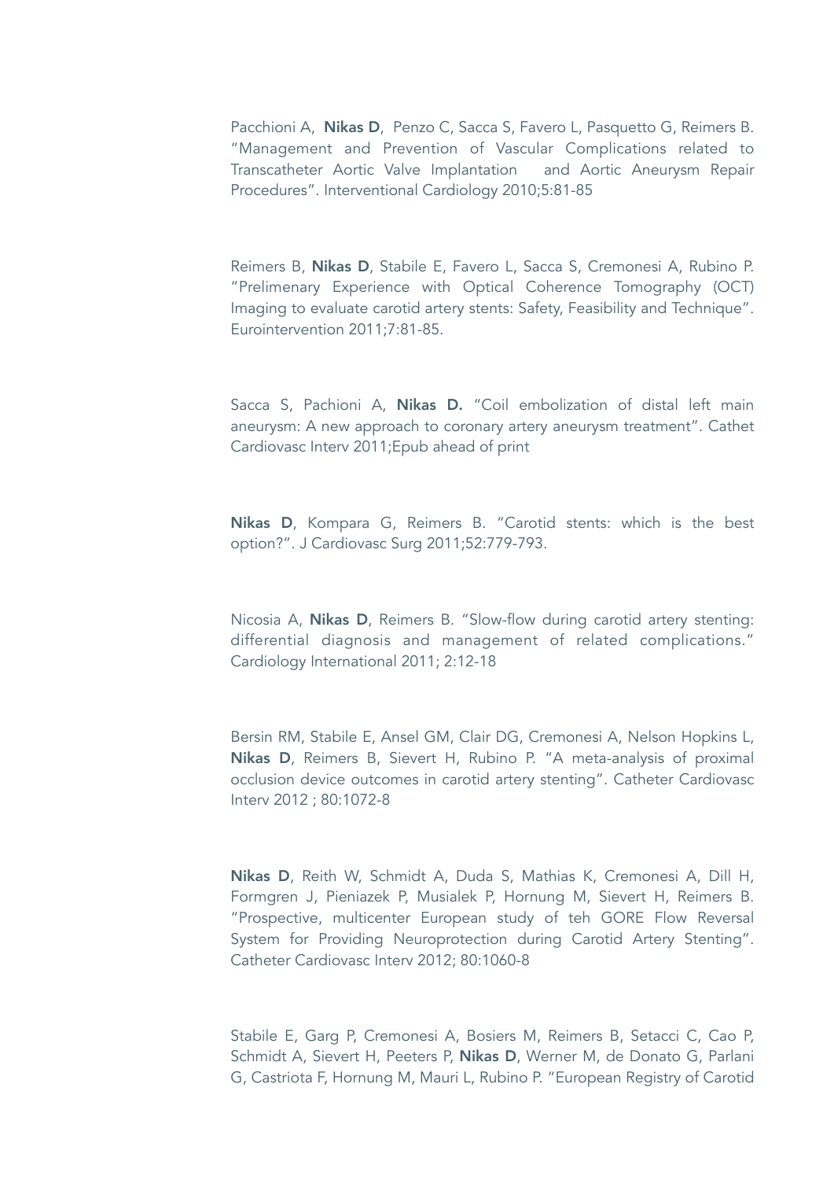Pacchioni A, **Nikas D**, Penzo C, Sacca S, Favero L, Pasquetto G, Reimers B. "Management and Prevention of Vascular Complications related to Transcatheter Aortic Valve Implantation and Aortic Aneurysm Repair Procedures". Interventional Cardiology 2010;5:81-85

Reimers B, **Nikas D**, Stabile E, Favero L, Sacca S, Cremonesi A, Rubino P. "Prelimenary Experience with Optical Coherence Tomography (OCT) Imaging to evaluate carotid artery stents: Safety, Feasibility and Technique". Eurointervention 2011;7:81-85.

Sacca S, Pachioni A, **Nikas D.** "Coil embolization of distal left main aneurysm: A new approach to coronary artery aneurysm treatment". Cathet Cardiovasc Interv 2011;Epub ahead of print

**Nikas D**, Kompara G, Reimers B. "Carotid stents: which is the best option?". J Cardiovasc Surg 2011;52:779-793.

Nicosia A, **Nikas D**, Reimers B. "Slow-flow during carotid artery stenting: differential diagnosis and management of related complications." Cardiology International 2011; 2:12-18

Bersin RM, Stabile E, Ansel GM, Clair DG, Cremonesi A, Nelson Hopkins L, **Nikas D**, Reimers B, Sievert H, Rubino P. "A meta-analysis of proximal occlusion device outcomes in carotid artery stenting". Catheter Cardiovasc Interv 2012 ; 80:1072-8

**Nikas D**, Reith W, Schmidt A, Duda S, Mathias K, Cremonesi A, Dill H, Formgren J, Pieniazek P, Musialek P, Hornung M, Sievert H, Reimers B. "Prospective, multicenter European study of teh GORE Flow Reversal System for Providing Neuroprotection during Carotid Artery Stenting". Catheter Cardiovasc Interv 2012; 80:1060-8

Stabile E, Garg P, Cremonesi A, Bosiers M, Reimers B, Setacci C, Cao P, Schmidt A, Sievert H, Peeters P, **Nikas D**, Werner M, de Donato G, Parlani G, Castriota F, Hornung M, Mauri L, Rubino P. "European Registry of Carotid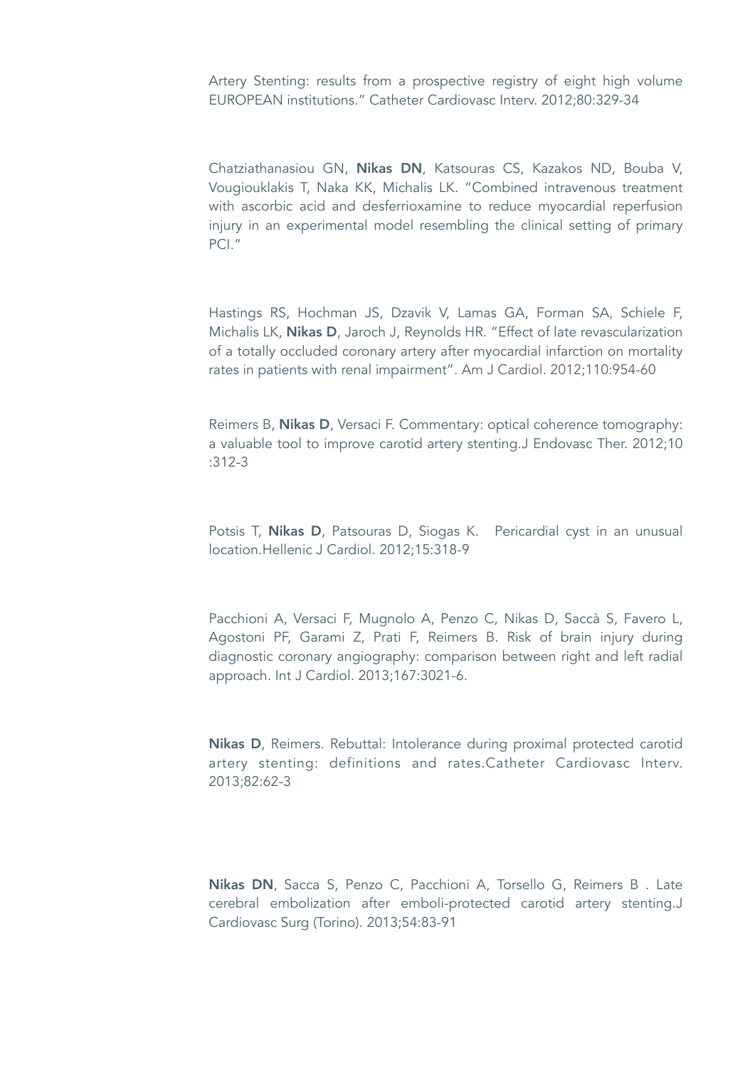Artery Stenting: results from a prospective registry of eight high volume EUROPEAN institutions." Catheter Cardiovasc Interv. 2012;80:329-34

Chatziathanasiou GN, **Nikas DN**, Katsouras CS, Kazakos ND, Bouba V, Vougiouklakis T, Naka KK, Michalis LK. "Combined intravenous treatment with ascorbic acid and desferrioxamine to reduce myocardial reperfusion injury in an experimental model resembling the clinical setting of primary PCI."

Hastings RS, Hochman JS, Dzavik V, Lamas GA, Forman SA, Schiele F, Michalis LK, **Nikas D**, Jaroch J, Reynolds HR. "Effect of late revascularization of a totally occluded coronary artery after myocardial infarction on mortality rates in patients with renal impairment". Am J Cardiol. 2012;110:954-60

Reimers B, **Nikas D**, Versaci F. Commentary: optical coherence tomography: a valuable tool to improve carotid artery stenting.J Endovasc Ther. 2012;10 :312-3

Potsis T, **Nikas D**, Patsouras D, Siogas K.  Pericardial cyst in an unusual location.Hellenic J Cardiol. 2012;15:318-9

Pacchioni A, Versaci F, Mugnolo A, Penzo C, Nikas D, Saccà S, Favero L, Agostoni PF, Garami Z, Prati F, Reimers B. Risk of brain injury during diagnostic coronary angiography: comparison between right and left radial approach. Int J Cardiol. 2013;167:3021-6.

**Nikas D**, Reimers. Rebuttal: Intolerance during proximal protected carotid artery stenting: definitions and rates.Catheter Cardiovasc Interv. 2013;82:62-3

**Nikas DN**, Sacca S, Penzo C, Pacchioni A, Torsello G, Reimers B . Late cerebral embolization after emboli-protected carotid artery stenting.J Cardiovasc Surg (Torino). 2013;54:83-91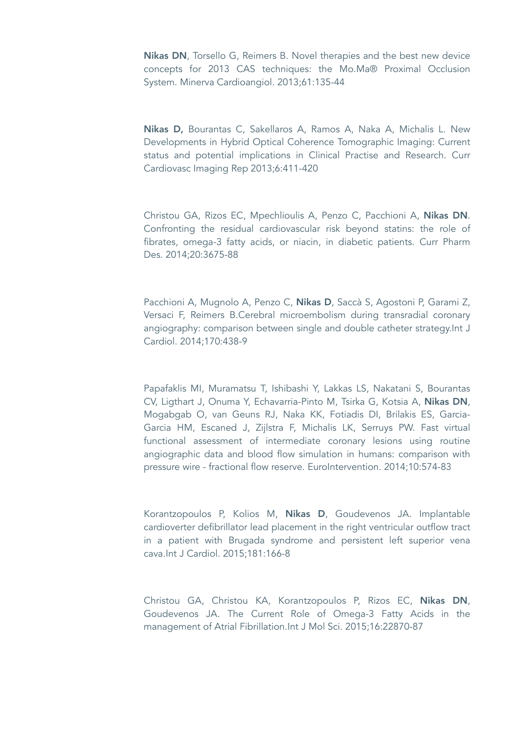**Nikas DN**, Torsello G, Reimers B. Novel therapies and the best new device concepts for 2013 CAS techniques: the Mo.Ma® Proximal Occlusion System. Minerva Cardioangiol. 2013;61:135-44

**Nikas D,** Bourantas C, Sakellaros A, Ramos A, Naka A, Michalis L. New Developments in Hybrid Optical Coherence Tomographic Imaging: Current status and potential implications in Clinical Practise and Research. Curr Cardiovasc Imaging Rep 2013;6:411-420

Christou GA, Rizos EC, Mpechlioulis A, Penzo C, Pacchioni A, **Nikas DN**. Confronting the residual cardiovascular risk beyond statins: the role of fibrates, omega-3 fatty acids, or niacin, in diabetic patients. Curr Pharm Des. 2014;20:3675-88

Pacchioni A, Mugnolo A, Penzo C, **Nikas D**, Saccà S, Agostoni P, Garami Z, Versaci F, Reimers B.Cerebral microembolism during transradial coronary angiography: comparison between single and double catheter strategy.Int J Cardiol. 2014;170:438-9

Papafaklis MI, Muramatsu T, Ishibashi Y, Lakkas LS, Nakatani S, Bourantas CV, Ligthart J, Onuma Y, Echavarria-Pinto M, Tsirka G, Kotsia A, **Nikas DN**, Mogabgab O, van Geuns RJ, Naka KK, Fotiadis DI, Brilakis ES, Garcia-Garcia HM, Escaned J, Zijlstra F, Michalis LK, Serruys PW. Fast virtual functional assessment of intermediate coronary lesions using routine angiographic data and blood flow simulation in humans: comparison with pressure wire - fractional flow reserve. EuroIntervention. 2014;10:574-83

Korantzopoulos P, Kolios M, **Nikas D**, Goudevenos JA. Implantable cardioverter defibrillator lead placement in the right ventricular outflow tract in a patient with Brugada syndrome and persistent left superior vena cava.Int J Cardiol. 2015;181:166-8

Christou GA, Christou KA, Korantzopoulos P, Rizos EC, **Nikas DN**, Goudevenos JA. The Current Role of Omega-3 Fatty Acids in the management of Atrial Fibrillation.Int J Mol Sci. 2015;16:22870-87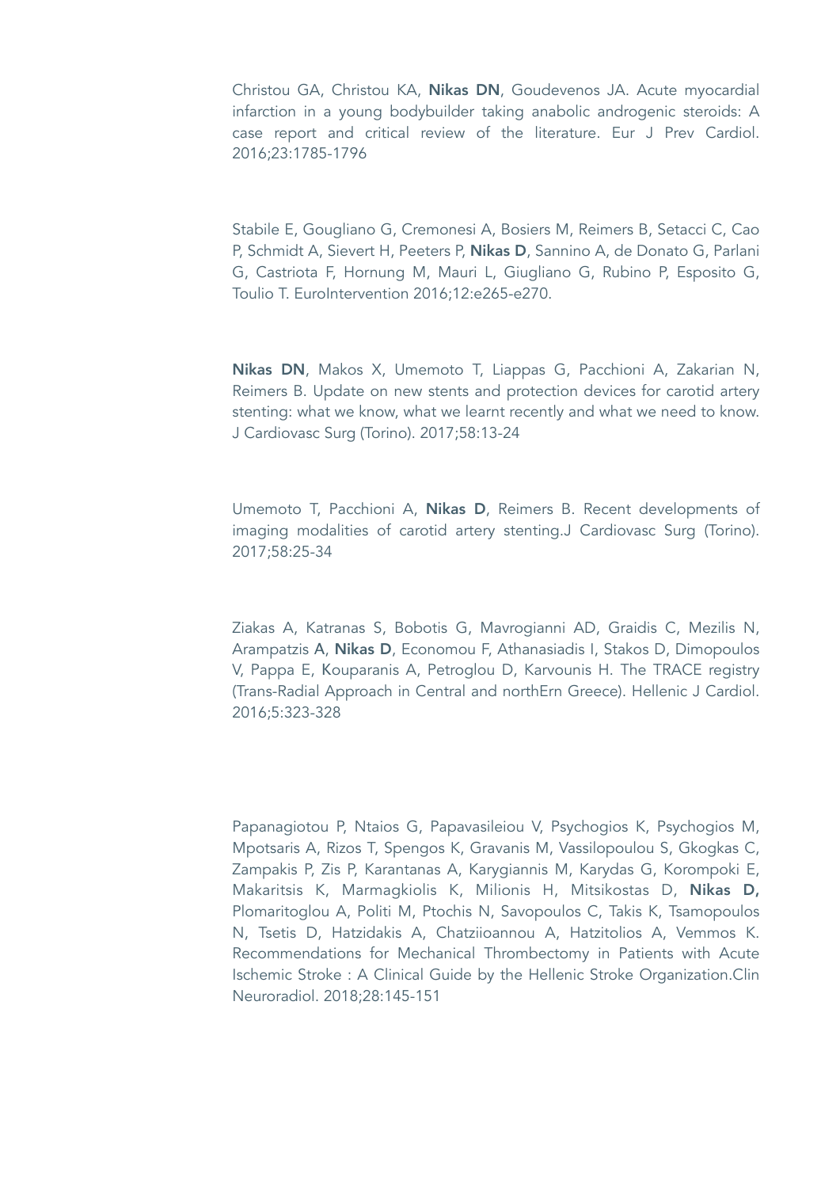Christou GA, Christou KA, **Nikas DN**, Goudevenos JA. Acute myocardial infarction in a young bodybuilder taking anabolic androgenic steroids: A case report and critical review of the literature. Eur J Prev Cardiol. 2016;23:1785-1796

Stabile E, Gougliano G, Cremonesi A, Bosiers M, Reimers B, Setacci C, Cao P, Schmidt A, Sievert H, Peeters P, **Nikas D**, Sannino A, de Donato G, Parlani G, Castriota F, Hornung M, Mauri L, Giugliano G, Rubino P, Esposito G, Toulio T. EuroIntervention 2016;12:e265-e270.

**Nikas DN**, Makos X, Umemoto T, Liappas G, Pacchioni A, Zakarian N, Reimers B. Update on new stents and protection devices for carotid artery stenting: what we know, what we learnt recently and what we need to know. J Cardiovasc Surg (Torino). 2017;58:13-24

Umemoto T, Pacchioni A, **Nikas D**, Reimers B. Recent developments of imaging modalities of carotid artery stenting.J Cardiovasc Surg (Torino). 2017;58:25-34

Ziakas A, Katranas S, Bobotis G, Mavrogianni AD, Graidis C, Mezilis N, Arampatzis A, **Nikas D**, Economou F, Athanasiadis I, Stakos D, Dimopoulos V, Pappa E, Kouparanis A, Petroglou D, Karvounis H. The TRACE registry (Trans-Radial Approach in Central and northErn Greece). Hellenic J Cardiol. 2016;5:323-328

Papanagiotou P, Ntaios G, Papavasileiou V, Psychogios K, Psychogios M, Mpotsaris A, Rizos T, Spengos K, Gravanis M, Vassilopoulou S, Gkogkas C, Zampakis P, Zis P, Karantanas A, Karygiannis M, Karydas G, Korompoki E, Makaritsis K, Marmagkiolis K, Milionis H, Mitsikostas D, **Nikas D,** Plomaritoglou A, Politi M, Ptochis N, Savopoulos C, Takis K, Tsamopoulos N, Tsetis D, Hatzidakis A, Chatziioannou A, Hatzitolios A, Vemmos K. Recommendations for Mechanical Thrombectomy in Patients with Acute Ischemic Stroke : A Clinical Guide by the Hellenic Stroke Organization.Clin Neuroradiol. 2018;28:145-151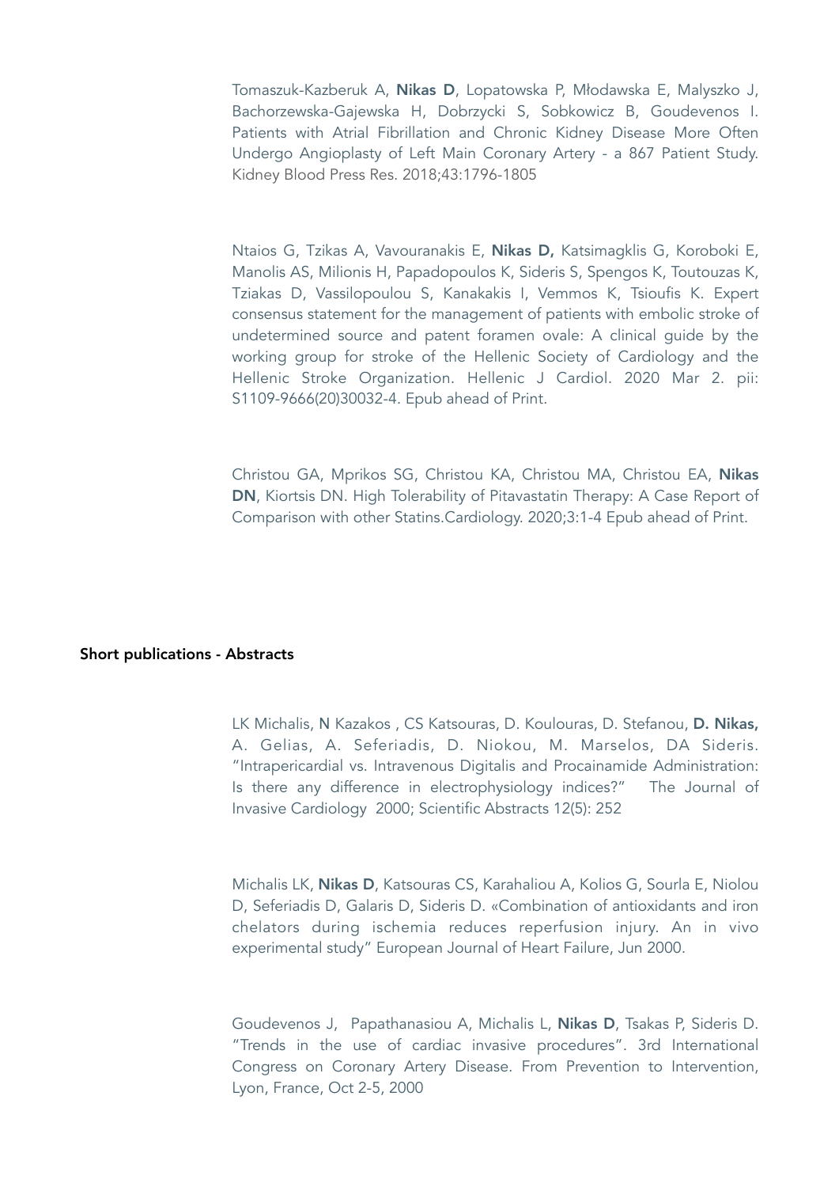Tomaszuk-Kazberuk A, **Nikas D**, Lopatowska P, Młodawska E, Malyszko J, Bachorzewska-Gajewska H, Dobrzycki S, Sobkowicz B, Goudevenos I. Patients with Atrial Fibrillation and Chronic Kidney Disease More Often Undergo Angioplasty of Left Main Coronary Artery - a 867 Patient Study. Kidney Blood Press Res. 2018;43:1796-1805

Ntaios G, Tzikas A, Vavouranakis E, **Nikas D,** Katsimagklis G, Koroboki E, Manolis AS, Milionis H, Papadopoulos K, Sideris S, Spengos K, Toutouzas K, Tziakas D, Vassilopoulou S, Kanakakis I, Vemmos K, Tsioufis K. Expert consensus statement for the management of patients with embolic stroke of undetermined source and patent foramen ovale: A clinical guide by the working group for stroke of the Hellenic Society of Cardiology and the Hellenic Stroke Organization. Hellenic J Cardiol. 2020 Mar 2. pii: S1109-9666(20)30032-4. Epub ahead of Print.

Christou GA, Mprikos SG, Christou KA, Christou MA, Christou EA, **Nikas DN**, Kiortsis DN. High Tolerability of Pitavastatin Therapy: A Case Report of Comparison with other Statins.Cardiology. 2020;3:1-4 Epub ahead of Print.

## Short publications - Abstracts

LK Michalis, N Kazakos , CS Katsouras, D. Koulouras, D. Stefanou, **D. Nikas,** A. Gelias, A. Seferiadis, D. Niokou, M. Marselos, DA Sideris. "Intrapericardial vs. Intravenous Digitalis and Procainamide Administration: Is there any difference in electrophysiology indices?" The Journal of Invasive Cardiology 2000; Scientific Abstracts 12(5): 252

Michalis LK, **Nikas D**, Katsouras CS, Karahaliou A, Kolios G, Sourla E, Niolou D, Seferiadis D, Galaris D, Sideris D. «Combination of antioxidants and iron chelators during ischemia reduces reperfusion injury. An in vivo experimental study" European Journal of Heart Failure, Jun 2000.

Goudevenos J, Papathanasiou A, Michalis L, **Nikas D**, Tsakas P, Sideris D. "Trends in the use of cardiac invasive procedures". 3rd International Congress on Coronary Artery Disease. From Prevention to Intervention, Lyon, France, Oct 2-5, 2000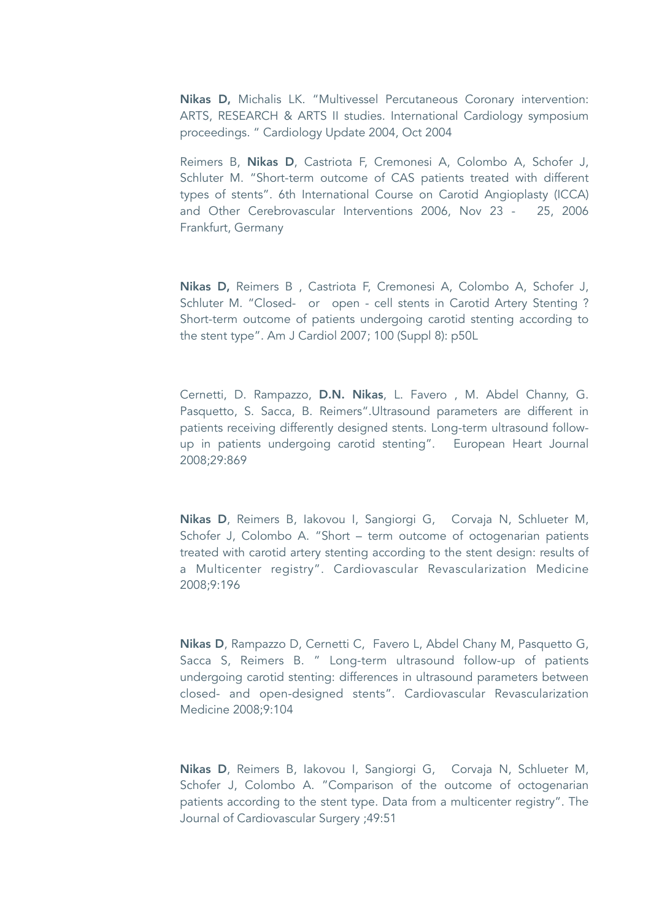**Nikas D,** Michalis LK. "Multivessel Percutaneous Coronary intervention: ARTS, RESEARCH & ARTS II studies. International Cardiology symposium proceedings. " Cardiology Update 2004, Oct 2004

Reimers B, **Nikas D**, Castriota F, Cremonesi A, Colombo A, Schofer J, Schluter M. "Short-term outcome of CAS patients treated with different types of stents". 6th International Course on Carotid Angioplasty (ICCA) and Other Cerebrovascular Interventions 2006, Nov 23 - 25, 2006 Frankfurt, Germany

**Nikas D,** Reimers B , Castriota F, Cremonesi A, Colombo A, Schofer J, Schluter M. "Closed- or open - cell stents in Carotid Artery Stenting ? Short-term outcome of patients undergoing carotid stenting according to the stent type". Am J Cardiol 2007; 100 (Suppl 8): p50L

Cernetti, D. Rampazzo, **D.N. Nikas**, L. Favero , M. Abdel Channy, G. Pasquetto, S. Sacca, B. Reimers".Ultrasound parameters are different in patients receiving differently designed stents. Long-term ultrasound follow-up in patients undergoing carotid stenting". European Heart Journal 2008;29:869

**Nikas D**, Reimers B, Iakovou I, Sangiorgi G, Corvaja N, Schlueter M, Schofer J, Colombo A. "Short – term outcome of octogenarian patients treated with carotid artery stenting according to the stent design: results of a Multicenter registry". Cardiovascular Revascularization Medicine 2008;9:196

**Nikas D**, Rampazzo D, Cernetti C, Favero L, Abdel Chany M, Pasquetto G, Sacca S, Reimers B. " Long-term ultrasound follow-up of patients undergoing carotid stenting: differences in ultrasound parameters between closed- and open-designed stents". Cardiovascular Revascularization Medicine 2008;9:104

**Nikas D**, Reimers B, Iakovou I, Sangiorgi G, Corvaja N, Schlueter M, Schofer J, Colombo A. "Comparison of the outcome of octogenarian patients according to the stent type. Data from a multicenter registry". The Journal of Cardiovascular Surgery ;49:51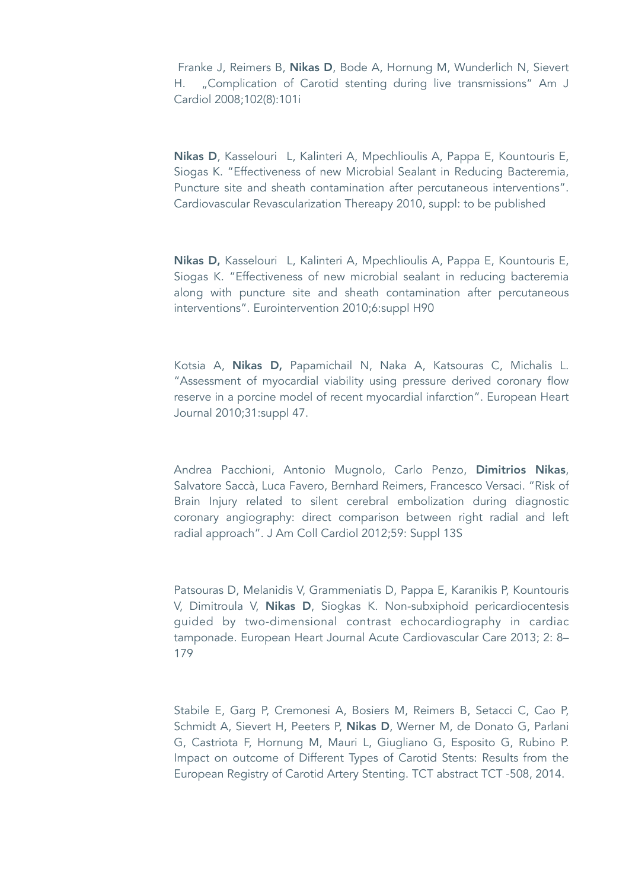Franke J, Reimers B, **Nikas D**, Bode A, Hornung M, Wunderlich N, Sievert H. „Complication of Carotid stenting during live transmissions" Am J Cardiol 2008;102(8):101i

**Nikas D**, Kasselouri L, Kalinteri A, Mpechlioulis A, Pappa E, Kountouris E, Siogas K. "Effectiveness of new Microbial Sealant in Reducing Bacteremia, Puncture site and sheath contamination after percutaneous interventions". Cardiovascular Revascularization Thereapy 2010, suppl: to be published

**Nikas D,** Kasselouri L, Kalinteri A, Mpechlioulis A, Pappa E, Kountouris E, Siogas K. "Effectiveness of new microbial sealant in reducing bacteremia along with puncture site and sheath contamination after percutaneous interventions". Eurointervention 2010;6:suppl H90

Kotsia A, **Nikas D,** Papamichail N, Naka A, Katsouras C, Michalis L. "Assessment of myocardial viability using pressure derived coronary flow reserve in a porcine model of recent myocardial infarction". European Heart Journal 2010;31:suppl 47.

Andrea Pacchioni, Antonio Mugnolo, Carlo Penzo, **Dimitrios Nikas**, Salvatore Saccà, Luca Favero, Bernhard Reimers, Francesco Versaci. "Risk of Brain Injury related to silent cerebral embolization during diagnostic coronary angiography: direct comparison between right radial and left radial approach". J Am Coll Cardiol 2012;59: Suppl 13S

Patsouras D, Melanidis V, Grammeniatis D, Pappa E, Karanikis P, Kountouris V, Dimitroula V, **Nikas D**, Siogkas K. Non-subxiphoid pericardiocentesis guided by two-dimensional contrast echocardiography in cardiac tamponade. European Heart Journal Acute Cardiovascular Care 2013; 2: 8–179

Stabile E, Garg P, Cremonesi A, Bosiers M, Reimers B, Setacci C, Cao P, Schmidt A, Sievert H, Peeters P, **Nikas D**, Werner M, de Donato G, Parlani G, Castriota F, Hornung M, Mauri L, Giugliano G, Esposito G, Rubino P. Impact on outcome of Different Types of Carotid Stents: Results from the European Registry of Carotid Artery Stenting. TCT abstract TCT -508, 2014.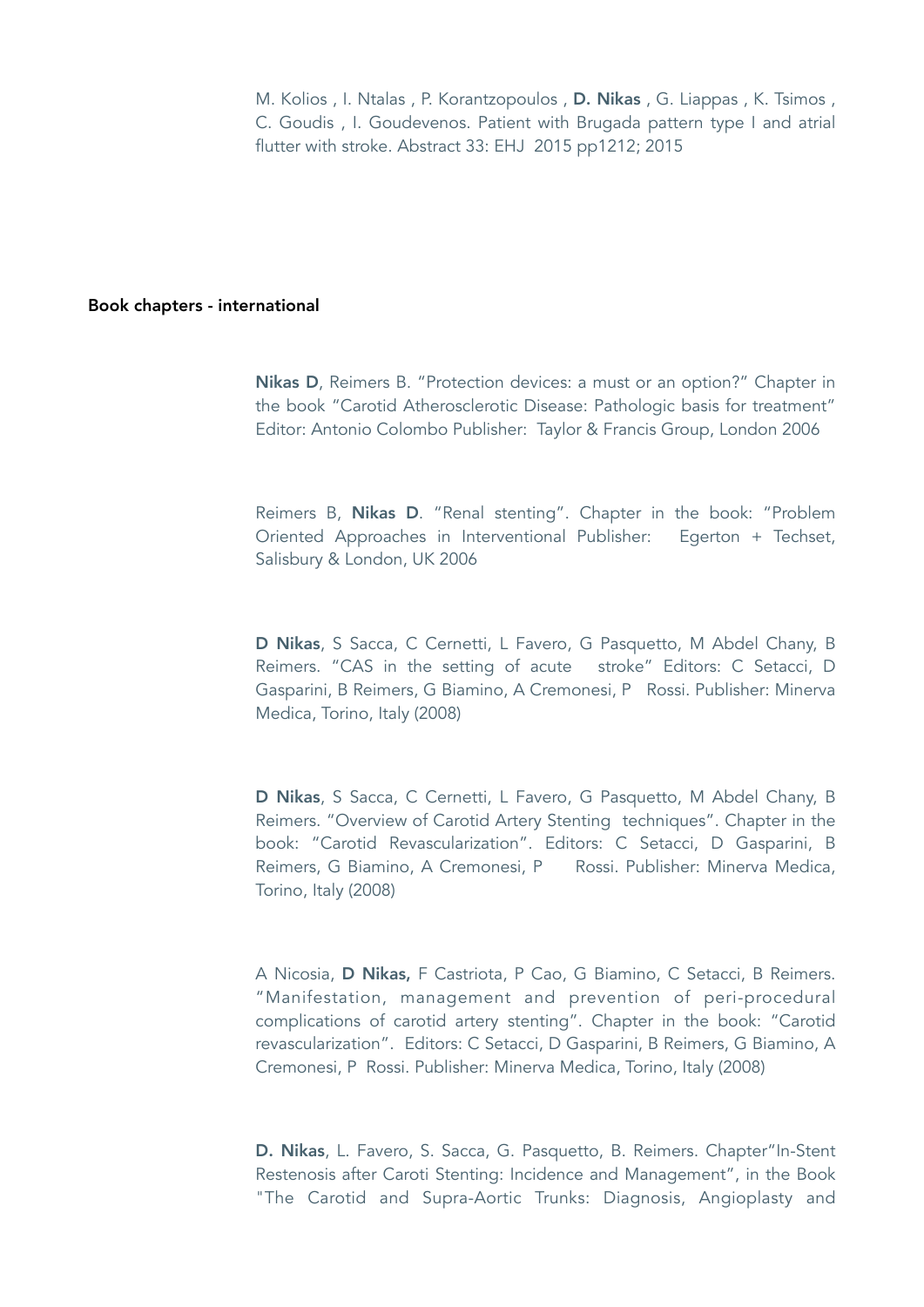M. Kolios , I. Ntalas , P. Korantzopoulos , **D. Nikas** , G. Liappas , K. Tsimos , C. Goudis , I. Goudevenos. Patient with Brugada pattern type I and atrial flutter with stroke. Abstract 33: EHJ 2015 pp1212; 2015

## Book chapters - international

**Nikas D**, Reimers B. "Protection devices: a must or an option?" Chapter in the book "Carotid Atherosclerotic Disease: Pathologic basis for treatment" Editor: Antonio Colombo Publisher: Taylor & Francis Group, London 2006

Reimers B, **Nikas D**. "Renal stenting". Chapter in the book: "Problem Oriented Approaches in Interventional Publisher: Egerton + Techset, Salisbury & London, UK 2006

**D Nikas**, S Sacca, C Cernetti, L Favero, G Pasquetto, M Abdel Chany, B Reimers. "CAS in the setting of acute stroke" Editors: C Setacci, D Gasparini, B Reimers, G Biamino, A Cremonesi, P Rossi. Publisher: Minerva Medica, Torino, Italy (2008)

**D Nikas**, S Sacca, C Cernetti, L Favero, G Pasquetto, M Abdel Chany, B Reimers. "Overview of Carotid Artery Stenting techniques". Chapter in the book: "Carotid Revascularization". Editors: C Setacci, D Gasparini, B Reimers, G Biamino, A Cremonesi, P Rossi. Publisher: Minerva Medica, Torino, Italy (2008)

A Nicosia, **D Nikas,** F Castriota, P Cao, G Biamino, C Setacci, B Reimers. "Manifestation, management and prevention of peri-procedural complications of carotid artery stenting". Chapter in the book: "Carotid revascularization". Editors: C Setacci, D Gasparini, B Reimers, G Biamino, A Cremonesi, P Rossi. Publisher: Minerva Medica, Torino, Italy (2008)

**D. Nikas**, L. Favero, S. Sacca, G. Pasquetto, B. Reimers. Chapter"In-Stent Restenosis after Caroti Stenting: Incidence and Management", in the Book "The Carotid and Supra-Aortic Trunks: Diagnosis, Angioplasty and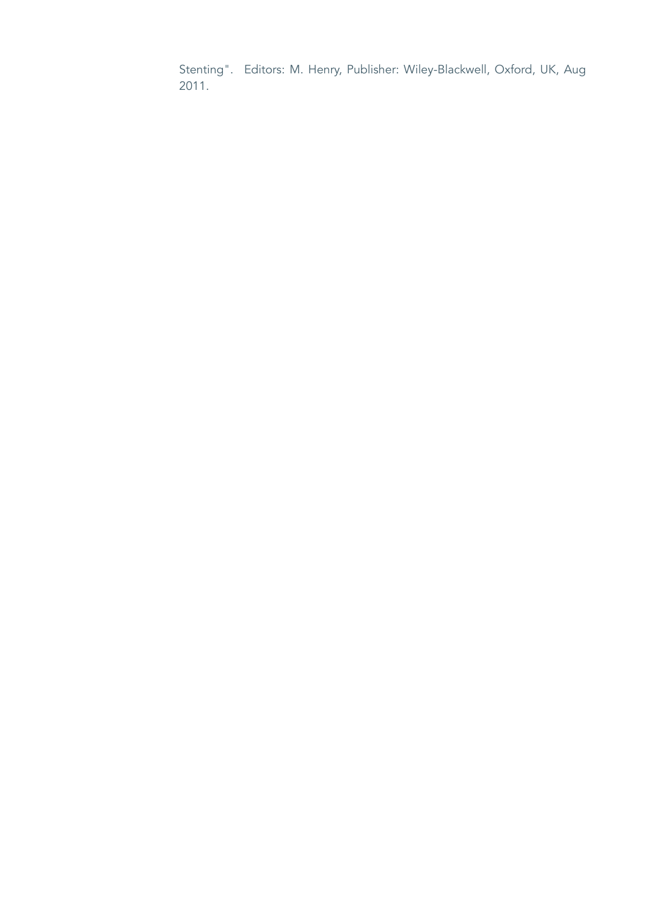Stenting". Editors: M. Henry, Publisher: Wiley-Blackwell, Oxford, UK, Aug 2011.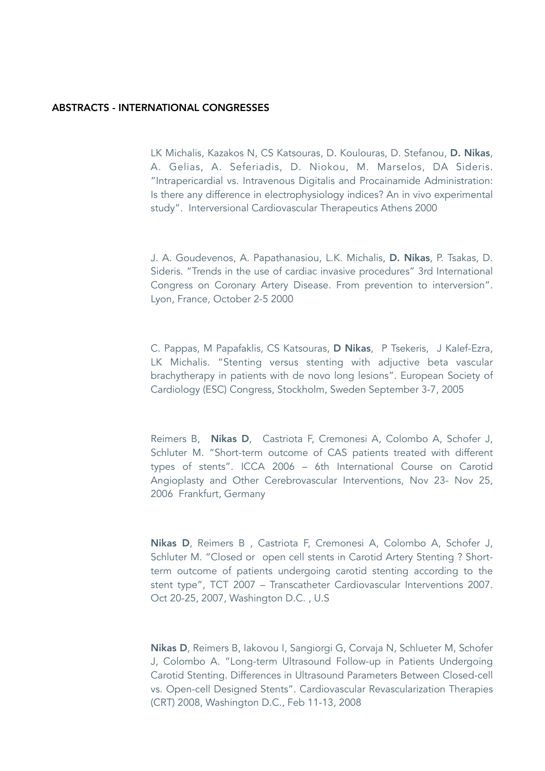## ABSTRACTS - INTERNATIONAL CONGRESSES

LK Michalis, Kazakos N, CS Katsouras, D. Koulouras, D. Stefanou, **D. Nikas**, A. Gelias, A. Seferiadis, D. Niokou, M. Marselos, DA Sideris. "Intrapericardial vs. Intravenous Digitalis and Procainamide Administration: Is there any difference in electrophysiology indices? An in vivo experimental study". Interversional Cardiovascular Therapeutics Athens 2000

J. A. Goudevenos, A. Papathanasiou, L.K. Michalis, **D. Nikas**, P. Tsakas, D. Sideris. "Trends in the use of cardiac invasive procedures" 3rd International Congress on Coronary Artery Disease. From prevention to interversion". Lyon, France, October 2-5 2000

C. Pappas, M Papafaklis, CS Katsouras, **D Nikas**, P Tsekeris, J Kalef-Ezra, LK Michalis. "Stenting versus stenting with adjuctive beta vascular brachytherapy in patients with de novo long lesions". European Society of Cardiology (ESC) Congress, Stockholm, Sweden September 3-7, 2005

Reimers B, **Nikas D**, Castriota F, Cremonesi A, Colombo A, Schofer J, Schluter M. "Short-term outcome of CAS patients treated with different types of stents". ICCA 2006 – 6th International Course on Carotid Angioplasty and Other Cerebrovascular Interventions, Nov 23- Nov 25, 2006 Frankfurt, Germany

**Nikas D**, Reimers B , Castriota F, Cremonesi A, Colombo A, Schofer J, Schluter M. "Closed or open cell stents in Carotid Artery Stenting ? Short-term outcome of patients undergoing carotid stenting according to the stent type", TCT 2007 – Transcatheter Cardiovascular Interventions 2007. Oct 20-25, 2007, Washington D.C. , U.S

**Nikas D**, Reimers B, Iakovou I, Sangiorgi G, Corvaja N, Schlueter M, Schofer J, Colombo A. "Long-term Ultrasound Follow-up in Patients Undergoing Carotid Stenting. Differences in Ultrasound Parameters Between Closed-cell vs. Open-cell Designed Stents". Cardiovascular Revascularization Therapies (CRT) 2008, Washington D.C., Feb 11-13, 2008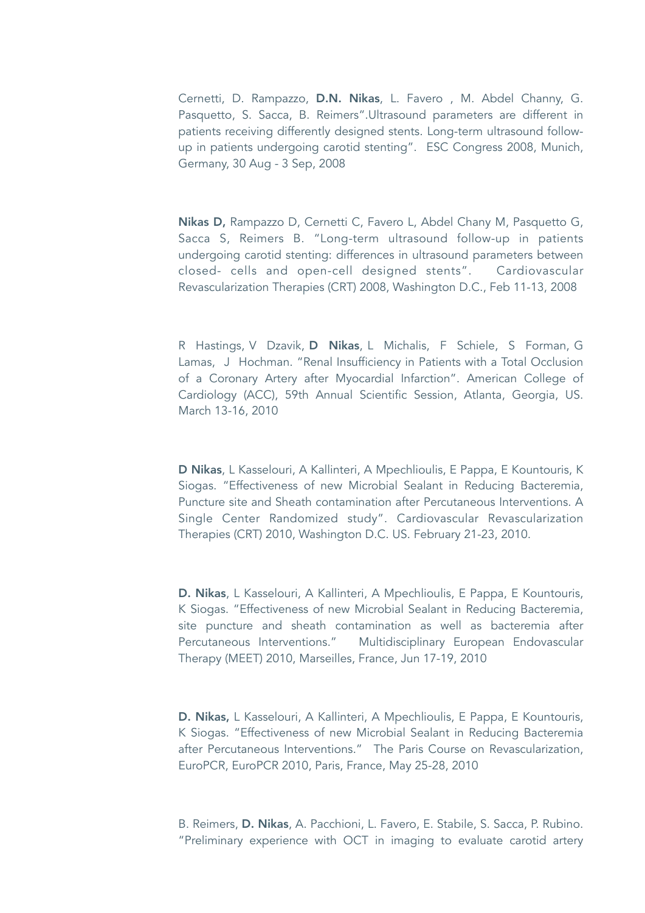Cernetti, D. Rampazzo, **D.N. Nikas**, L. Favero , M. Abdel Channy, G. Pasquetto, S. Sacca, B. Reimers".Ultrasound parameters are different in patients receiving differently designed stents. Long-term ultrasound follow-up in patients undergoing carotid stenting". ESC Congress 2008, Munich, Germany, 30 Aug - 3 Sep, 2008

**Nikas D,** Rampazzo D, Cernetti C, Favero L, Abdel Chany M, Pasquetto G, Sacca S, Reimers B. "Long-term ultrasound follow-up in patients undergoing carotid stenting: differences in ultrasound parameters between closed- cells and open-cell designed stents". Cardiovascular Revascularization Therapies (CRT) 2008, Washington D.C., Feb 11-13, 2008

R Hastings, V Dzavik, **D Nikas**, L Michalis, F Schiele, S Forman, G Lamas, J Hochman. "Renal Insufficiency in Patients with a Total Occlusion of a Coronary Artery after Myocardial Infarction". American College of Cardiology (ACC), 59th Annual Scientific Session, Atlanta, Georgia, US. March 13-16, 2010

**D Nikas**, L Kasselouri, A Kallinteri, A Mpechlioulis, E Pappa, E Kountouris, K Siogas. "Effectiveness of new Microbial Sealant in Reducing Bacteremia, Puncture site and Sheath contamination after Percutaneous Interventions. A Single Center Randomized study". Cardiovascular Revascularization Therapies (CRT) 2010, Washington D.C. US. February 21-23, 2010.

**D. Nikas**, L Kasselouri, A Kallinteri, A Mpechlioulis, E Pappa, E Kountouris, K Siogas. "Effectiveness of new Microbial Sealant in Reducing Bacteremia, site puncture and sheath contamination as well as bacteremia after Percutaneous Interventions." Multidisciplinary European Endovascular Therapy (MEET) 2010, Marseilles, France, Jun 17-19, 2010

**D. Nikas,** L Kasselouri, A Kallinteri, A Mpechlioulis, E Pappa, E Kountouris, K Siogas. "Effectiveness of new Microbial Sealant in Reducing Bacteremia after Percutaneous Interventions." The Paris Course on Revascularization, EuroPCR, EuroPCR 2010, Paris, France, May 25-28, 2010

B. Reimers, **D. Nikas**, A. Pacchioni, L. Favero, E. Stabile, S. Sacca, P. Rubino. "Preliminary experience with OCT in imaging to evaluate carotid artery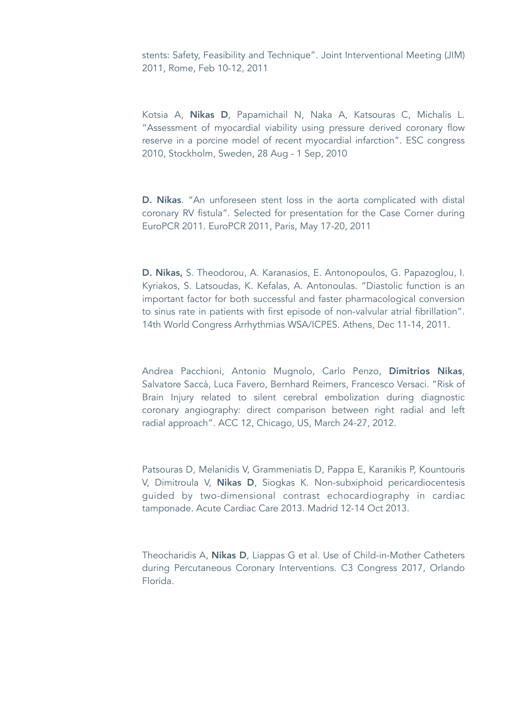stents: Safety, Feasibility and Technique". Joint Interventional Meeting (JIM) 2011, Rome, Feb 10-12, 2011

Kotsia A, **Nikas D**, Papamichail N, Naka A, Katsouras C, Michalis L. "Assessment of myocardial viability using pressure derived coronary flow reserve in a porcine model of recent myocardial infarction". ESC congress 2010, Stockholm, Sweden, 28 Aug - 1 Sep, 2010

**D. Nikas**. "An unforeseen stent loss in the aorta complicated with distal coronary RV fistula". Selected for presentation for the Case Corner during EuroPCR 2011. EuroPCR 2011, Paris, May 17-20, 2011

**D. Nikas,** S. Theodorou, A. Karanasios, E. Antonopoulos, G. Papazoglou, I. Kyriakos, S. Latsoudas, K. Kefalas, A. Antonoulas. "Diastolic function is an important factor for both successful and faster pharmacological conversion to sinus rate in patients with first episode of non-valvular atrial fibrillation". 14th World Congress Arrhythmias WSA/ICPES. Athens, Dec 11-14, 2011.

Andrea Pacchioni, Antonio Mugnolo, Carlo Penzo, **Dimitrios Nikas**, Salvatore Saccà, Luca Favero, Bernhard Reimers, Francesco Versaci. "Risk of Brain Injury related to silent cerebral embolization during diagnostic coronary angiography: direct comparison between right radial and left radial approach". ACC 12, Chicago, US, March 24-27, 2012.

Patsouras D, Melanidis V, Grammeniatis D, Pappa E, Karanikis P, Kountouris V, Dimitroula V, **Nikas D**, Siogkas K. Non-subxiphoid pericardiocentesis guided by two-dimensional contrast echocardiography in cardiac tamponade. Acute Cardiac Care 2013. Madrid 12-14 Oct 2013.

Theocharidis A, **Nikas D**, Liappas G et al. Use of Child-in-Mother Catheters during Percutaneous Coronary Interventions. C3 Congress 2017, Orlando Florida.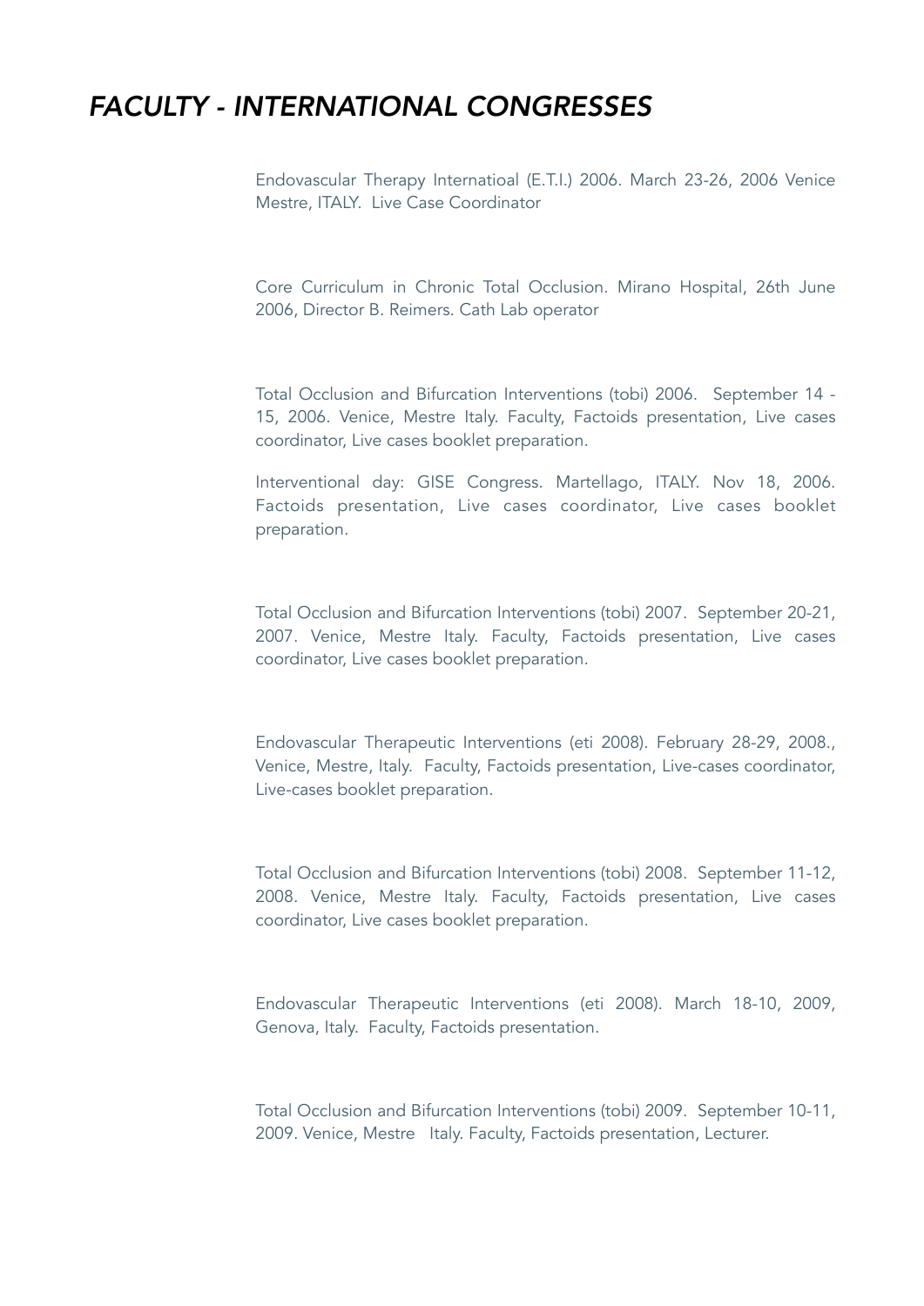# *FACULTY - INTERNATIONAL CONGRESSES*

Endovascular Therapy Internatioal (E.T.I.) 2006. March 23-26, 2006 Venice Mestre, ITALY. Live Case Coordinator

Core Curriculum in Chronic Total Occlusion. Mirano Hospital, 26th June 2006, Director B. Reimers. Cath Lab operator

Total Occlusion and Bifurcation Interventions (tobi) 2006. September 14 - 15, 2006. Venice, Mestre Italy. Faculty, Factoids presentation, Live cases coordinator, Live cases booklet preparation.

Interventional day: GISE Congress. Martellago, ITALY. Nov 18, 2006. Factoids presentation, Live cases coordinator, Live cases booklet preparation.

Total Occlusion and Bifurcation Interventions (tobi) 2007. September 20-21, 2007. Venice, Mestre Italy. Faculty, Factoids presentation, Live cases coordinator, Live cases booklet preparation.

Endovascular Therapeutic Interventions (eti 2008). February 28-29, 2008., Venice, Mestre, Italy. Faculty, Factoids presentation, Live-cases coordinator, Live-cases booklet preparation.

Total Occlusion and Bifurcation Interventions (tobi) 2008. September 11-12, 2008. Venice, Mestre Italy. Faculty, Factoids presentation, Live cases coordinator, Live cases booklet preparation.

Endovascular Therapeutic Interventions (eti 2008). March 18-10, 2009, Genova, Italy. Faculty, Factoids presentation.

Total Occlusion and Bifurcation Interventions (tobi) 2009. September 10-11, 2009. Venice, Mestre Italy. Faculty, Factoids presentation, Lecturer.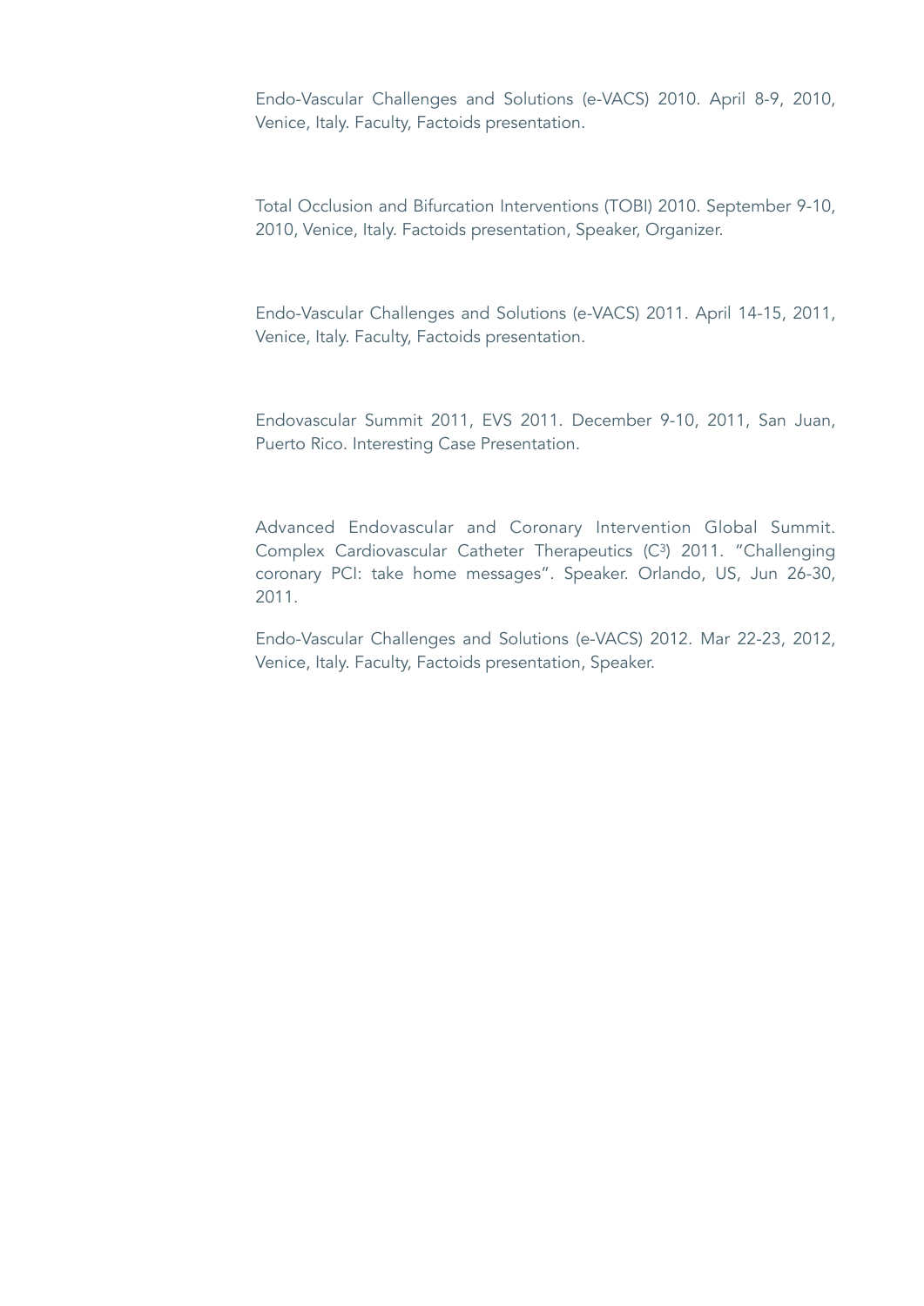Endo-Vascular Challenges and Solutions (e-VACS) 2010. April 8-9, 2010, Venice, Italy. Faculty, Factoids presentation.

Total Occlusion and Bifurcation Interventions (TOBI) 2010. September 9-10, 2010, Venice, Italy. Factoids presentation, Speaker, Organizer.

Endo-Vascular Challenges and Solutions (e-VACS) 2011. April 14-15, 2011, Venice, Italy. Faculty, Factoids presentation.

Endovascular Summit 2011, EVS 2011. December 9-10, 2011, San Juan, Puerto Rico. Interesting Case Presentation.

Advanced Endovascular and Coronary Intervention Global Summit. Complex Cardiovascular Catheter Therapeutics ($C^3$) 2011. "Challenging coronary PCI: take home messages". Speaker. Orlando, US, Jun 26-30, 2011.

Endo-Vascular Challenges and Solutions (e-VACS) 2012. Mar 22-23, 2012, Venice, Italy. Faculty, Factoids presentation, Speaker.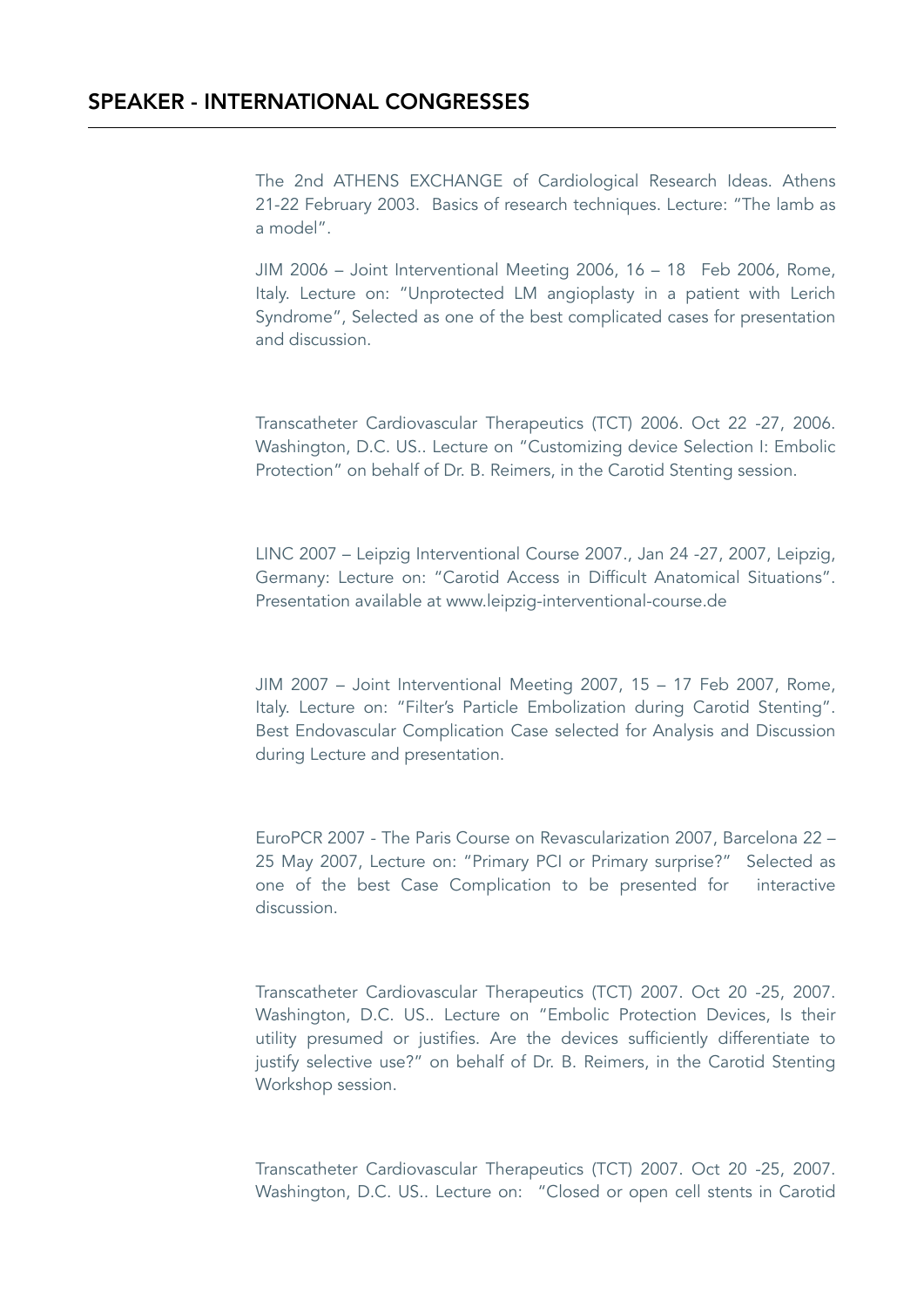## SPEAKER - INTERNATIONAL CONGRESSES

The 2nd ATHENS EXCHANGE of Cardiological Research Ideas. Athens 21-22 February 2003. Basics of research techniques. Lecture: "The lamb as a model".

JIM 2006 – Joint Interventional Meeting 2006, 16 – 18 Feb 2006, Rome, Italy. Lecture on: "Unprotected LM angioplasty in a patient with Lerich Syndrome", Selected as one of the best complicated cases for presentation and discussion.

Transcatheter Cardiovascular Therapeutics (TCT) 2006. Oct 22 -27, 2006. Washington, D.C. US.. Lecture on "Customizing device Selection I: Embolic Protection" on behalf of Dr. B. Reimers, in the Carotid Stenting session.

LINC 2007 – Leipzig Interventional Course 2007., Jan 24 -27, 2007, Leipzig, Germany: Lecture on: "Carotid Access in Difficult Anatomical Situations". Presentation available at www.leipzig-interventional-course.de

JIM 2007 – Joint Interventional Meeting 2007, 15 – 17 Feb 2007, Rome, Italy. Lecture on: "Filter's Particle Embolization during Carotid Stenting". Best Endovascular Complication Case selected for Analysis and Discussion during Lecture and presentation.

EuroPCR 2007 - The Paris Course on Revascularization 2007, Barcelona 22 – 25 May 2007, Lecture on: "Primary PCI or Primary surprise?" Selected as one of the best Case Complication to be presented for interactive discussion.

Transcatheter Cardiovascular Therapeutics (TCT) 2007. Oct 20 -25, 2007. Washington, D.C. US.. Lecture on "Embolic Protection Devices, Is their utility presumed or justifies. Are the devices sufficiently differentiate to justify selective use?" on behalf of Dr. B. Reimers, in the Carotid Stenting Workshop session.

Transcatheter Cardiovascular Therapeutics (TCT) 2007. Oct 20 -25, 2007. Washington, D.C. US.. Lecture on: "Closed or open cell stents in Carotid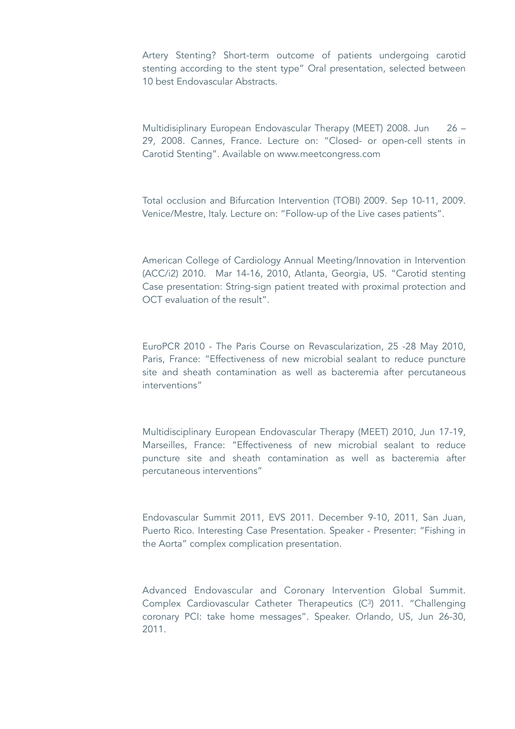Artery Stenting? Short-term outcome of patients undergoing carotid stenting according to the stent type" Oral presentation, selected between 10 best Endovascular Abstracts.

Multidisiplinary European Endovascular Therapy (MEET) 2008. Jun 26 – 29, 2008. Cannes, France. Lecture on: "Closed- or open-cell stents in Carotid Stenting". Available on www.meetcongress.com

Total occlusion and Bifurcation Intervention (TOBI) 2009. Sep 10-11, 2009. Venice/Mestre, Italy. Lecture on: "Follow-up of the Live cases patients".

American College of Cardiology Annual Meeting/Innovation in Intervention (ACC/i2) 2010. Mar 14-16, 2010, Atlanta, Georgia, US. "Carotid stenting Case presentation: String-sign patient treated with proximal protection and OCT evaluation of the result".

EuroPCR 2010 - The Paris Course on Revascularization, 25 -28 May 2010, Paris, France: "Effectiveness of new microbial sealant to reduce puncture site and sheath contamination as well as bacteremia after percutaneous interventions"

Multidisciplinary European Endovascular Therapy (MEET) 2010, Jun 17-19, Marseilles, France: "Effectiveness of new microbial sealant to reduce puncture site and sheath contamination as well as bacteremia after percutaneous interventions"

Endovascular Summit 2011, EVS 2011. December 9-10, 2011, San Juan, Puerto Rico. Interesting Case Presentation. Speaker - Presenter: "Fishing in the Aorta" complex complication presentation.

Advanced Endovascular and Coronary Intervention Global Summit. Complex Cardiovascular Catheter Therapeutics ($C^3$) 2011. "Challenging coronary PCI: take home messages". Speaker. Orlando, US, Jun 26-30, 2011.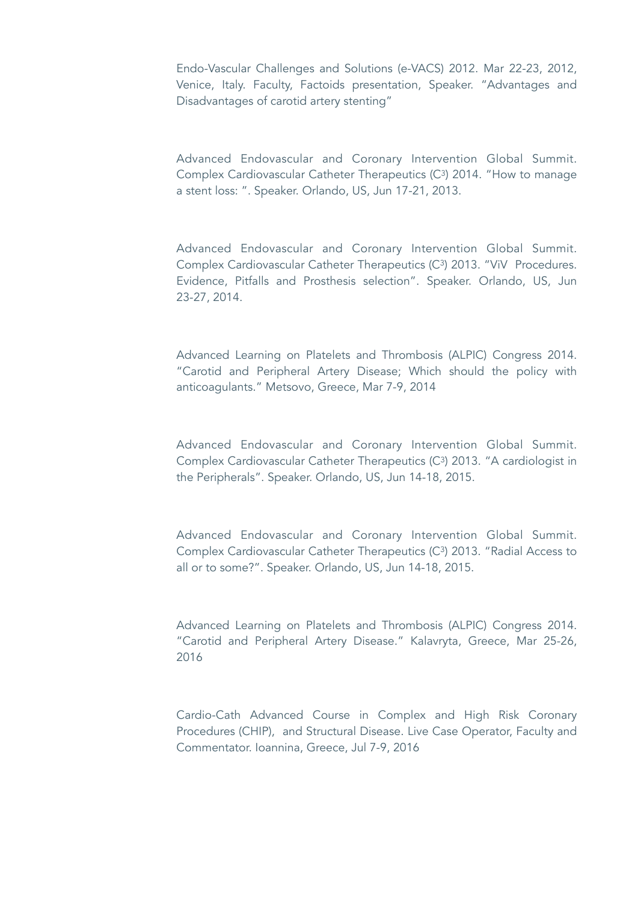Endo-Vascular Challenges and Solutions (e-VACS) 2012. Mar 22-23, 2012, Venice, Italy. Faculty, Factoids presentation, Speaker. "Advantages and Disadvantages of carotid artery stenting"

Advanced Endovascular and Coronary Intervention Global Summit. Complex Cardiovascular Catheter Therapeutics ($C^3$) 2014. "How to manage a stent loss: ". Speaker. Orlando, US, Jun 17-21, 2013.

Advanced Endovascular and Coronary Intervention Global Summit. Complex Cardiovascular Catheter Therapeutics ($C^3$) 2013. "ViV Procedures. Evidence, Pitfalls and Prosthesis selection". Speaker. Orlando, US, Jun 23-27, 2014.

Advanced Learning on Platelets and Thrombosis (ALPIC) Congress 2014. "Carotid and Peripheral Artery Disease; Which should the policy with anticoagulants." Metsovo, Greece, Mar 7-9, 2014

Advanced Endovascular and Coronary Intervention Global Summit. Complex Cardiovascular Catheter Therapeutics ($C^3$) 2013. "A cardiologist in the Peripherals". Speaker. Orlando, US, Jun 14-18, 2015.

Advanced Endovascular and Coronary Intervention Global Summit. Complex Cardiovascular Catheter Therapeutics ($C^3$) 2013. "Radial Access to all or to some?". Speaker. Orlando, US, Jun 14-18, 2015.

Advanced Learning on Platelets and Thrombosis (ALPIC) Congress 2014. "Carotid and Peripheral Artery Disease." Kalavryta, Greece, Mar 25-26, 2016

Cardio-Cath Advanced Course in Complex and High Risk Coronary Procedures (CHIP), and Structural Disease. Live Case Operator, Faculty and Commentator. Ioannina, Greece, Jul 7-9, 2016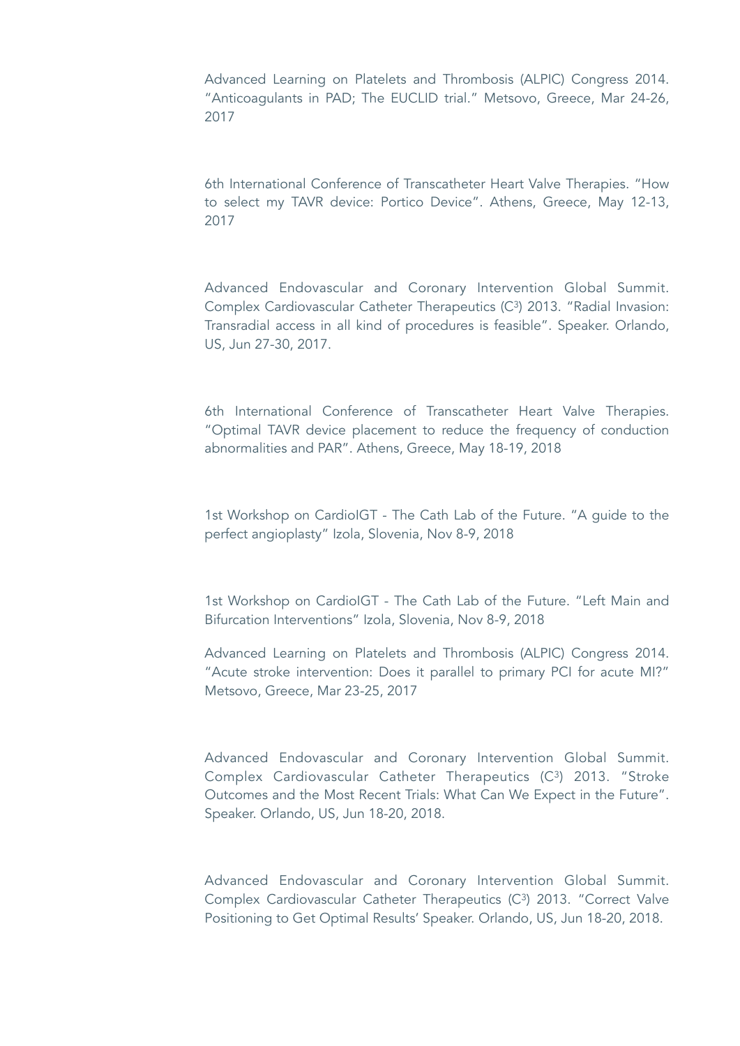Advanced Learning on Platelets and Thrombosis (ALPIC) Congress 2014. "Anticoagulants in PAD; The EUCLID trial." Metsovo, Greece, Mar 24-26, 2017

6th International Conference of Transcatheter Heart Valve Therapies. "How to select my TAVR device: Portico Device". Athens, Greece, May 12-13, 2017

Advanced Endovascular and Coronary Intervention Global Summit. Complex Cardiovascular Catheter Therapeutics ($C^3$) 2013. "Radial Invasion: Transradial access in all kind of procedures is feasible". Speaker. Orlando, US, Jun 27-30, 2017.

6th International Conference of Transcatheter Heart Valve Therapies. "Optimal TAVR device placement to reduce the frequency of conduction abnormalities and PAR". Athens, Greece, May 18-19, 2018

1st Workshop on CardioIGT - The Cath Lab of the Future. "A guide to the perfect angioplasty" Izola, Slovenia, Nov 8-9, 2018

1st Workshop on CardioIGT - The Cath Lab of the Future. "Left Main and Bifurcation Interventions" Izola, Slovenia, Nov 8-9, 2018

Advanced Learning on Platelets and Thrombosis (ALPIC) Congress 2014. "Acute stroke intervention: Does it parallel to primary PCI for acute MI?" Metsovo, Greece, Mar 23-25, 2017

Advanced Endovascular and Coronary Intervention Global Summit. Complex Cardiovascular Catheter Therapeutics ($C^3$) 2013. "Stroke Outcomes and the Most Recent Trials: What Can We Expect in the Future". Speaker. Orlando, US, Jun 18-20, 2018.

Advanced Endovascular and Coronary Intervention Global Summit. Complex Cardiovascular Catheter Therapeutics ($C^3$) 2013. "Correct Valve Positioning to Get Optimal Results' Speaker. Orlando, US, Jun 18-20, 2018.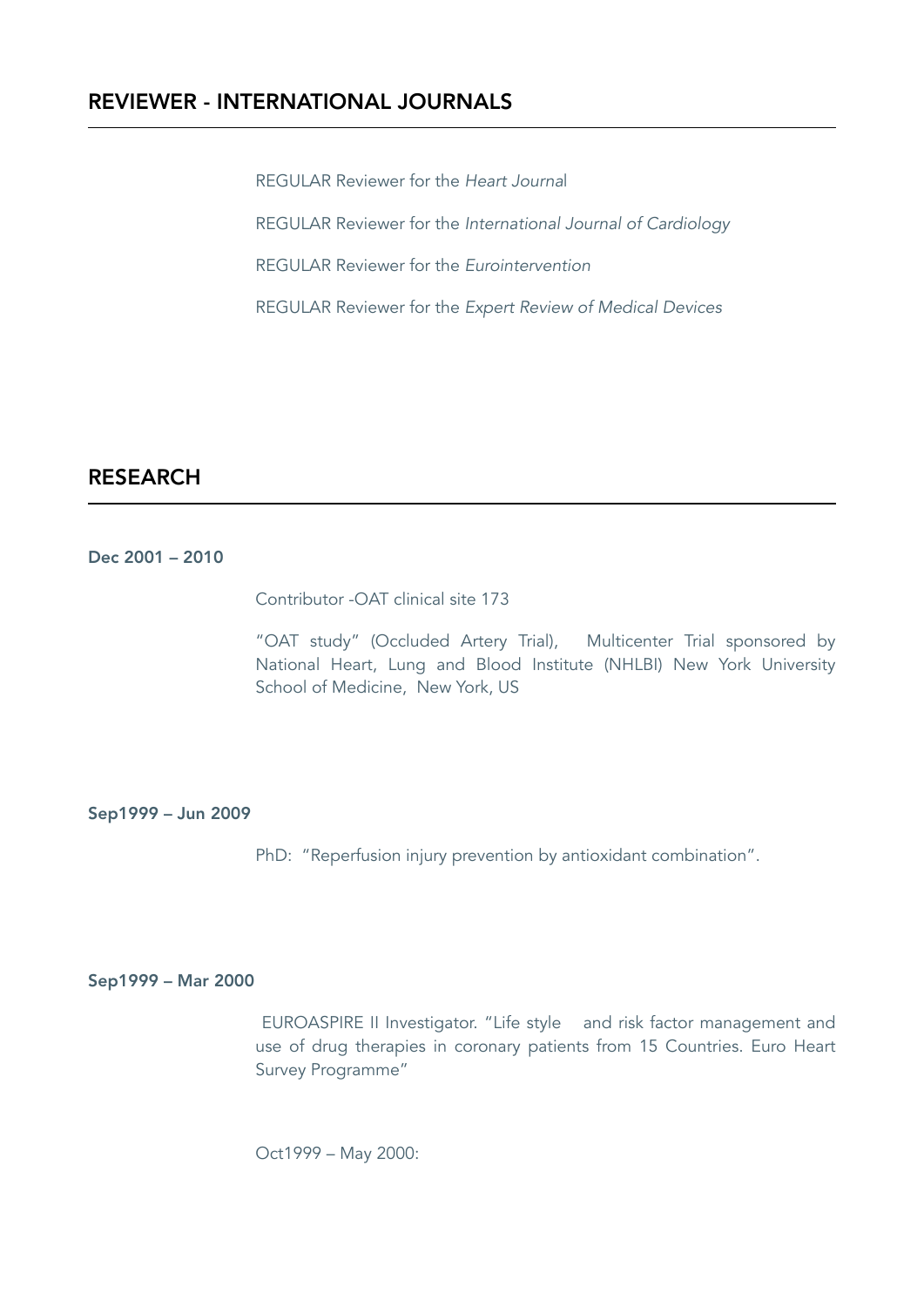## REVIEWER - INTERNATIONAL JOURNALS

REGULAR Reviewer for the *Heart Journal*

REGULAR Reviewer for the *International Journal of Cardiology*

REGULAR Reviewer for the *Eurointervention*

REGULAR Reviewer for the *Expert Review of Medical Devices*

## RESEARCH

**Dec 2001 – 2010**

Contributor -OAT clinical site 173

"OAT study" (Occluded Artery Trial), Multicenter Trial sponsored by National Heart, Lung and Blood Institute (NHLBI) New York University School of Medicine, New York, US

**Sep1999 – Jun 2009**

PhD: "Reperfusion injury prevention by antioxidant combination".

**Sep1999 – Mar 2000**

EUROASPIRE II Investigator. "Life style and risk factor management and use of drug therapies in coronary patients from 15 Countries. Euro Heart Survey Programme"

Oct1999 – May 2000: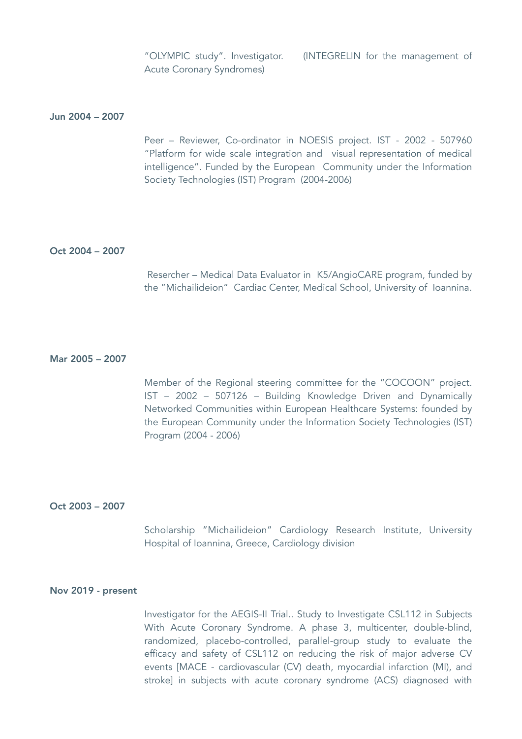"OLYMPIC study". Investigator. (INTEGRELIN for the management of Acute Coronary Syndromes)

**Jun 2004 – 2007**

Peer – Reviewer, Co-ordinator in NOESIS project. IST - 2002 - 507960 "Platform for wide scale integration and visual representation of medical intelligence". Funded by the European Community under the Information Society Technologies (IST) Program (2004-2006)

**Oct 2004 – 2007**

Resercher – Medical Data Evaluator in K5/AngioCARE program, funded by the "Michailideion" Cardiac Center, Medical School, University of Ioannina.

**Mar 2005 – 2007**

Member of the Regional steering committee for the "COCOON" project. IST – 2002 – 507126 – Building Knowledge Driven and Dynamically Networked Communities within European Healthcare Systems: founded by the European Community under the Information Society Technologies (IST) Program (2004 - 2006)

**Oct 2003 – 2007**

Scholarship "Michailideion" Cardiology Research Institute, University Hospital of Ioannina, Greece, Cardiology division

**Nov 2019 - present**

Investigator for the AEGIS-II Trial.. Study to Investigate CSL112 in Subjects With Acute Coronary Syndrome. A phase 3, multicenter, double-blind, randomized, placebo-controlled, parallel-group study to evaluate the efficacy and safety of CSL112 on reducing the risk of major adverse CV events [MACE - cardiovascular (CV) death, myocardial infarction (MI), and stroke] in subjects with acute coronary syndrome (ACS) diagnosed with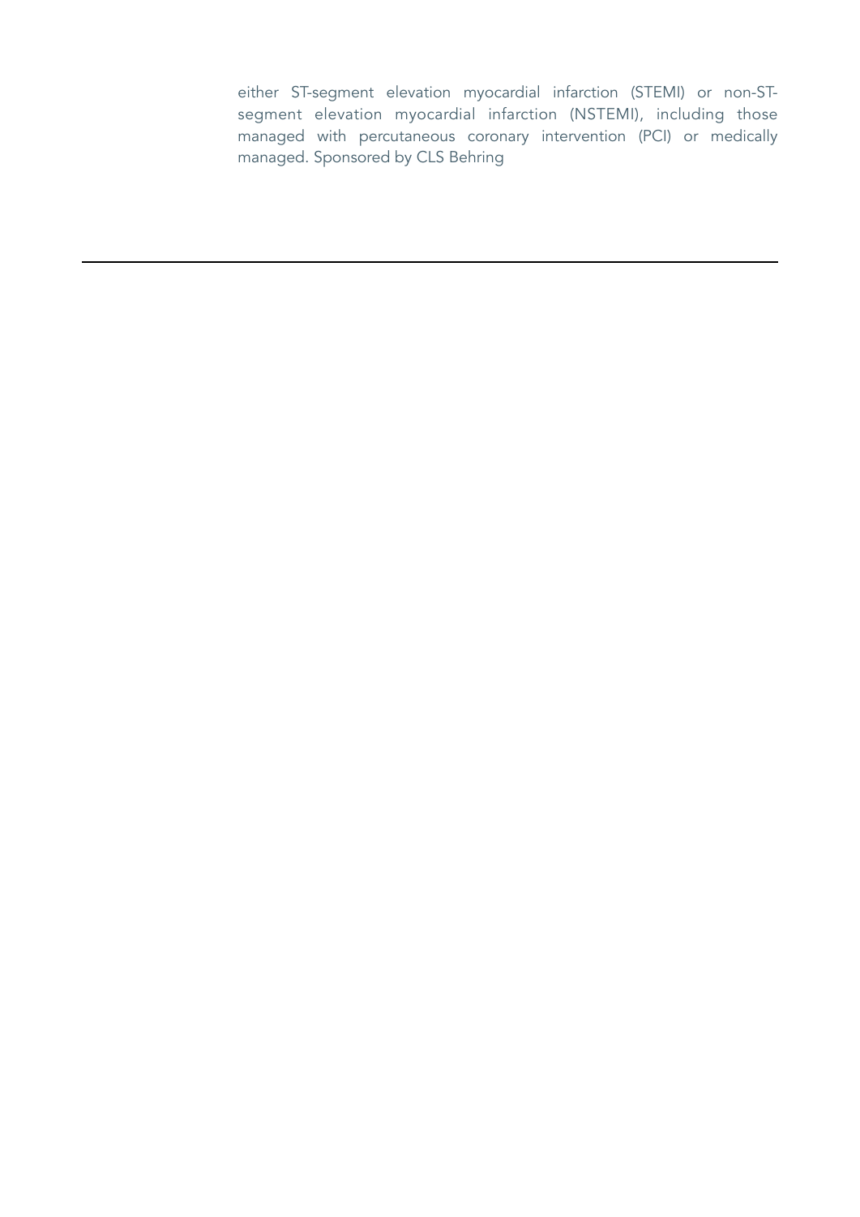either ST-segment elevation myocardial infarction (STEMI) or non-ST-segment elevation myocardial infarction (NSTEMI), including those managed with percutaneous coronary intervention (PCI) or medically managed. Sponsored by CLS Behring

---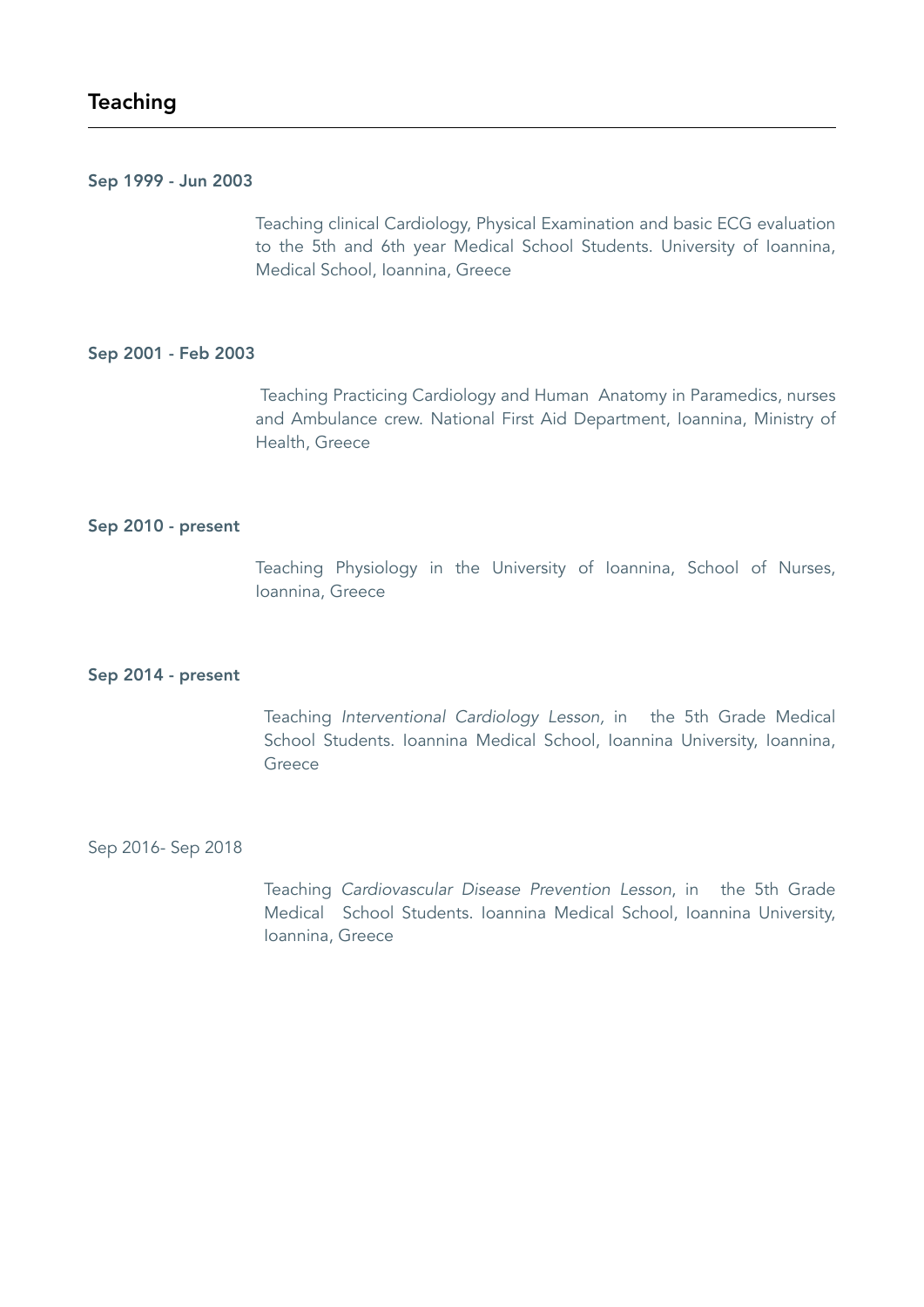## Teaching

**Sep 1999 - Jun 2003**

Teaching clinical Cardiology, Physical Examination and basic ECG evaluation to the 5th and 6th year Medical School Students. University of Ioannina, Medical School, Ioannina, Greece

**Sep 2001 - Feb 2003**

Teaching Practicing Cardiology and Human Anatomy in Paramedics, nurses and Ambulance crew. National First Aid Department, Ioannina, Ministry of Health, Greece

**Sep 2010 - present**

Teaching Physiology in the University of Ioannina, School of Nurses, Ioannina, Greece

**Sep 2014 - present**

Teaching *Interventional Cardiology Lesson,* in the 5th Grade Medical School Students. Ioannina Medical School, Ioannina University, Ioannina, Greece

Sep 2016- Sep 2018

Teaching *Cardiovascular Disease Prevention Lesson*, in the 5th Grade Medical School Students. Ioannina Medical School, Ioannina University, Ioannina, Greece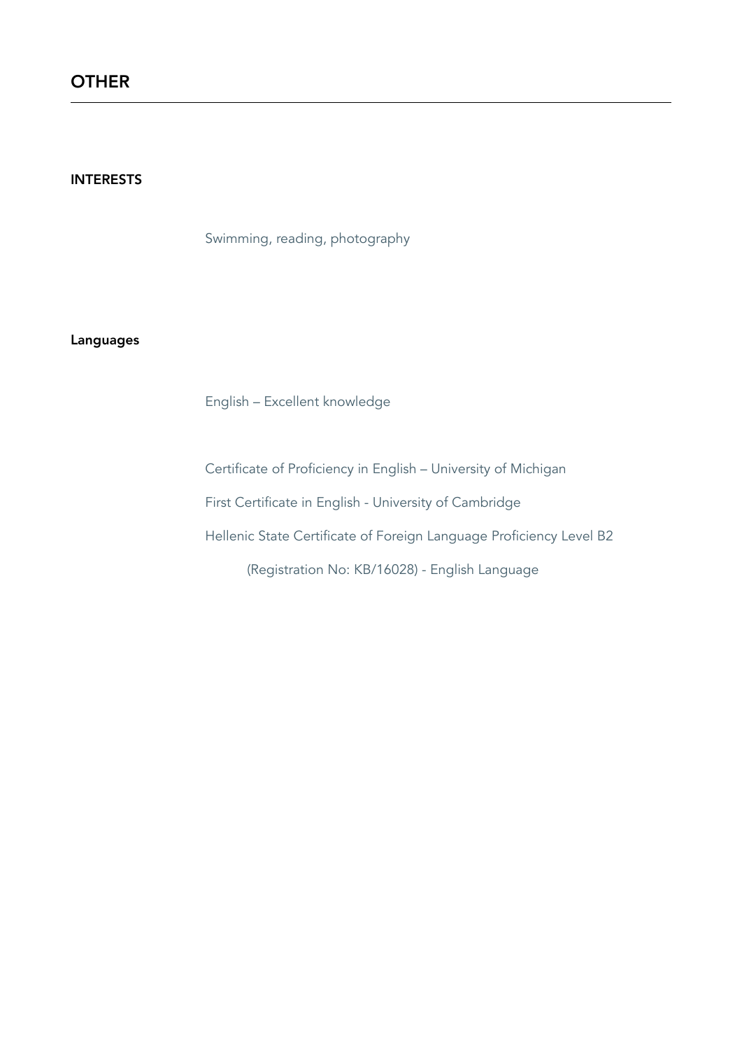## OTHER

### INTERESTS

Swimming, reading, photography

### Languages

English – Excellent knowledge

Certificate of Proficiency in English – University of Michigan

First Certificate in English - University of Cambridge

Hellenic State Certificate of Foreign Language Proficiency Level B2

(Registration No: KB/16028) - English Language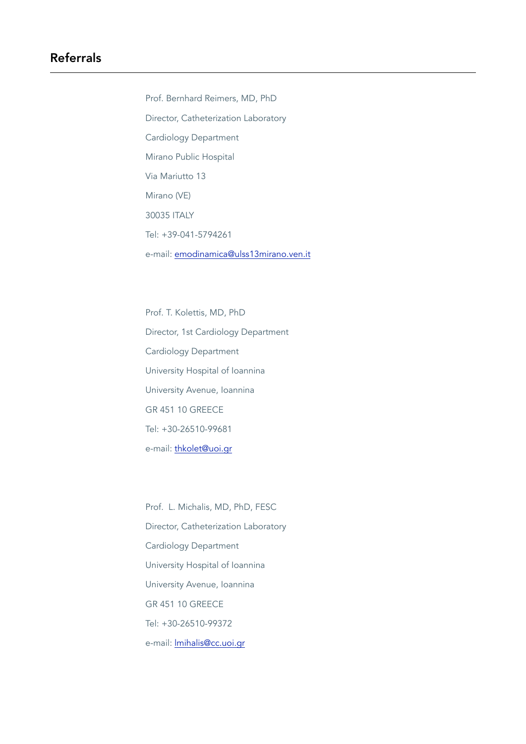## Referrals

Prof. Bernhard Reimers, MD, PhD

Director, Catheterization Laboratory

Cardiology Department

Mirano Public Hospital

Via Mariutto 13

Mirano (VE)

30035 ITALY

Tel: +39-041-5794261

e-mail: emodinamica@ulss13mirano.ven.it

Prof. T. Kolettis, MD, PhD

Director, 1st Cardiology Department

Cardiology Department

University Hospital of Ioannina

University Avenue, Ioannina

GR 451 10 GREECE

Tel: +30-26510-99681

e-mail: thkolet@uoi.gr

Prof. L. Michalis, MD, PhD, FESC

Director, Catheterization Laboratory

Cardiology Department

University Hospital of Ioannina

University Avenue, Ioannina

GR 451 10 GREECE

Tel: +30-26510-99372

e-mail: lmihalis@cc.uoi.gr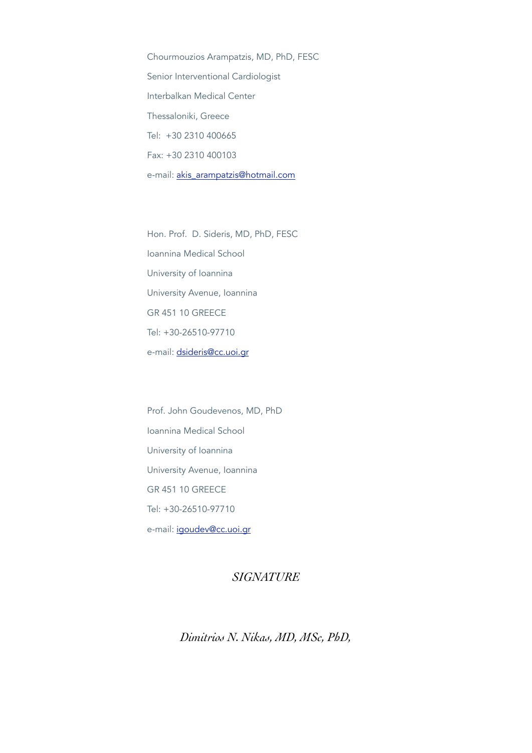Chourmouzios Arampatzis, MD, PhD, FESC

Senior Interventional Cardiologist

Interbalkan Medical Center

Thessaloniki, Greece

Tel: +30 2310 400665

Fax: +30 2310 400103

e-mail: akis_arampatzis@hotmail.com

Hon. Prof. D. Sideris, MD, PhD, FESC

Ioannina Medical School

University of Ioannina

University Avenue, Ioannina

GR 451 10 GREECE

Tel: +30-26510-97710

e-mail: dsideris@cc.uoi.gr

Prof. John Goudevenos, MD, PhD

Ioannina Medical School

University of Ioannina

University Avenue, Ioannina

GR 451 10 GREECE

Tel: +30-26510-97710

e-mail: igoudev@cc.uoi.gr

*SIGNATURE*

*Dimitrios N. Nikas, MD, MSc, PhD,*